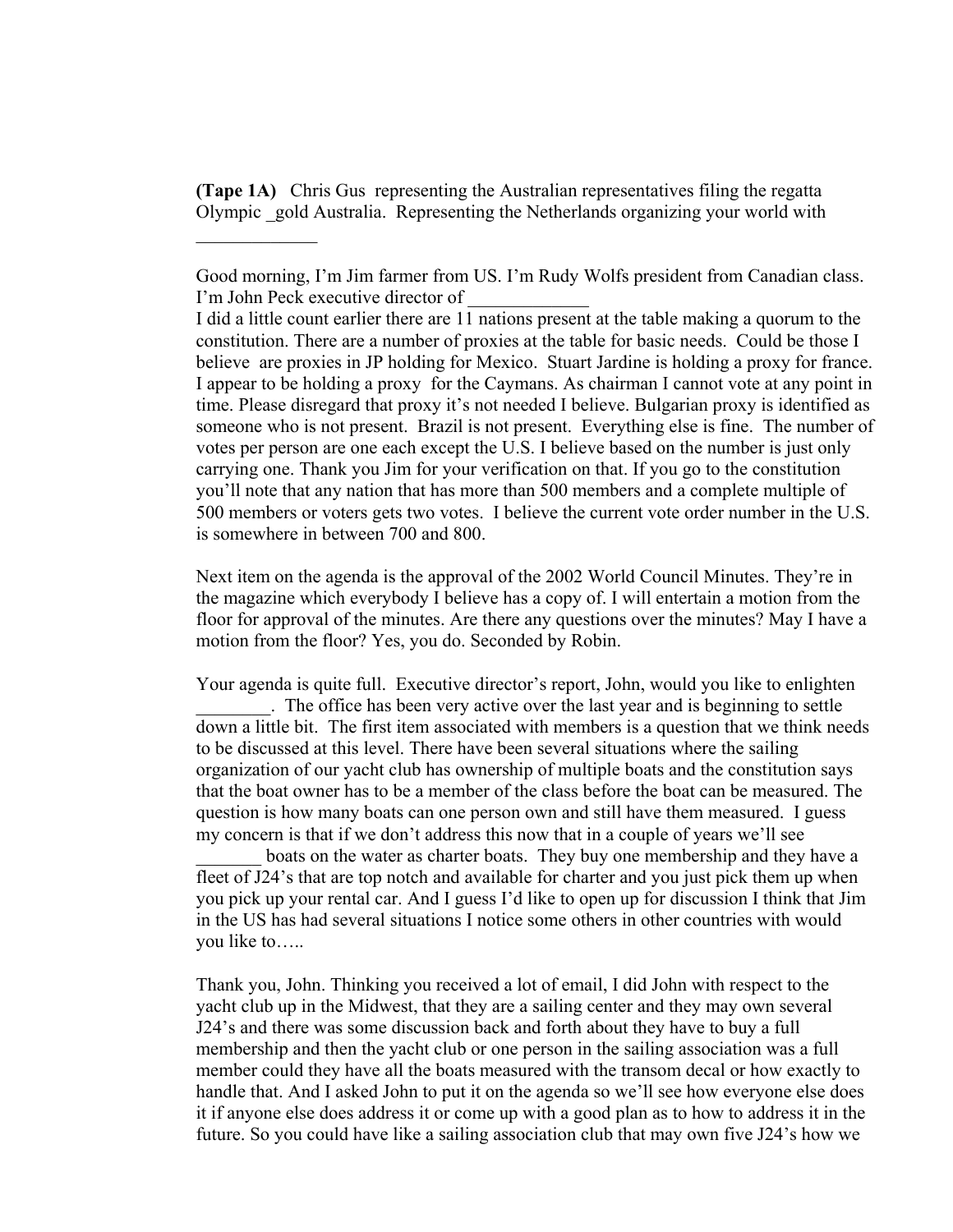**(Tape 1A)** Chris Gus representing the Australian representatives filing the regatta Olympic _gold Australia. Representing the Netherlands organizing your world with _____________

Good morning, I'm Jim farmer from US. I'm Rudy Wolfs president from Canadian class. I'm John Peck executive director of _____________
I did a little count earlier there are 11 nations present at the table making a quorum to the constitution. There are a number of proxies at the table for basic needs. Could be those I believe are proxies in JP holding for Mexico. Stuart Jardine is holding a proxy for france. I appear to be holding a proxy for the Caymans. As chairman I cannot vote at any point in time. Please disregard that proxy it's not needed I believe. Bulgarian proxy is identified as someone who is not present. Brazil is not present. Everything else is fine. The number of votes per person are one each except the U.S. I believe based on the number is just only carrying one. Thank you Jim for your verification on that. If you go to the constitution you'll note that any nation that has more than 500 members and a complete multiple of 500 members or voters gets two votes. I believe the current vote order number in the U.S. is somewhere in between 700 and 800.

Next item on the agenda is the approval of the 2002 World Council Minutes. They're in the magazine which everybody I believe has a copy of. I will entertain a motion from the floor for approval of the minutes. Are there any questions over the minutes? May I have a motion from the floor? Yes, you do. Seconded by Robin.

Your agenda is quite full. Executive director's report, John, would you like to enlighten ________. The office has been very active over the last year and is beginning to settle down a little bit. The first item associated with members is a question that we think needs to be discussed at this level. There have been several situations where the sailing organization of our yacht club has ownership of multiple boats and the constitution says that the boat owner has to be a member of the class before the boat can be measured. The question is how many boats can one person own and still have them measured. I guess my concern is that if we don't address this now that in a couple of years we'll see _______ boats on the water as charter boats. They buy one membership and they have a fleet of J24's that are top notch and available for charter and you just pick them up when you pick up your rental car. And I guess I'd like to open up for discussion I think that Jim in the US has had several situations I notice some others in other countries with would you like to…..

Thank you, John. Thinking you received a lot of email, I did John with respect to the yacht club up in the Midwest, that they are a sailing center and they may own several J24's and there was some discussion back and forth about they have to buy a full membership and then the yacht club or one person in the sailing association was a full member could they have all the boats measured with the transom decal or how exactly to handle that. And I asked John to put it on the agenda so we'll see how everyone else does it if anyone else does address it or come up with a good plan as to how to address it in the future. So you could have like a sailing association club that may own five J24's how we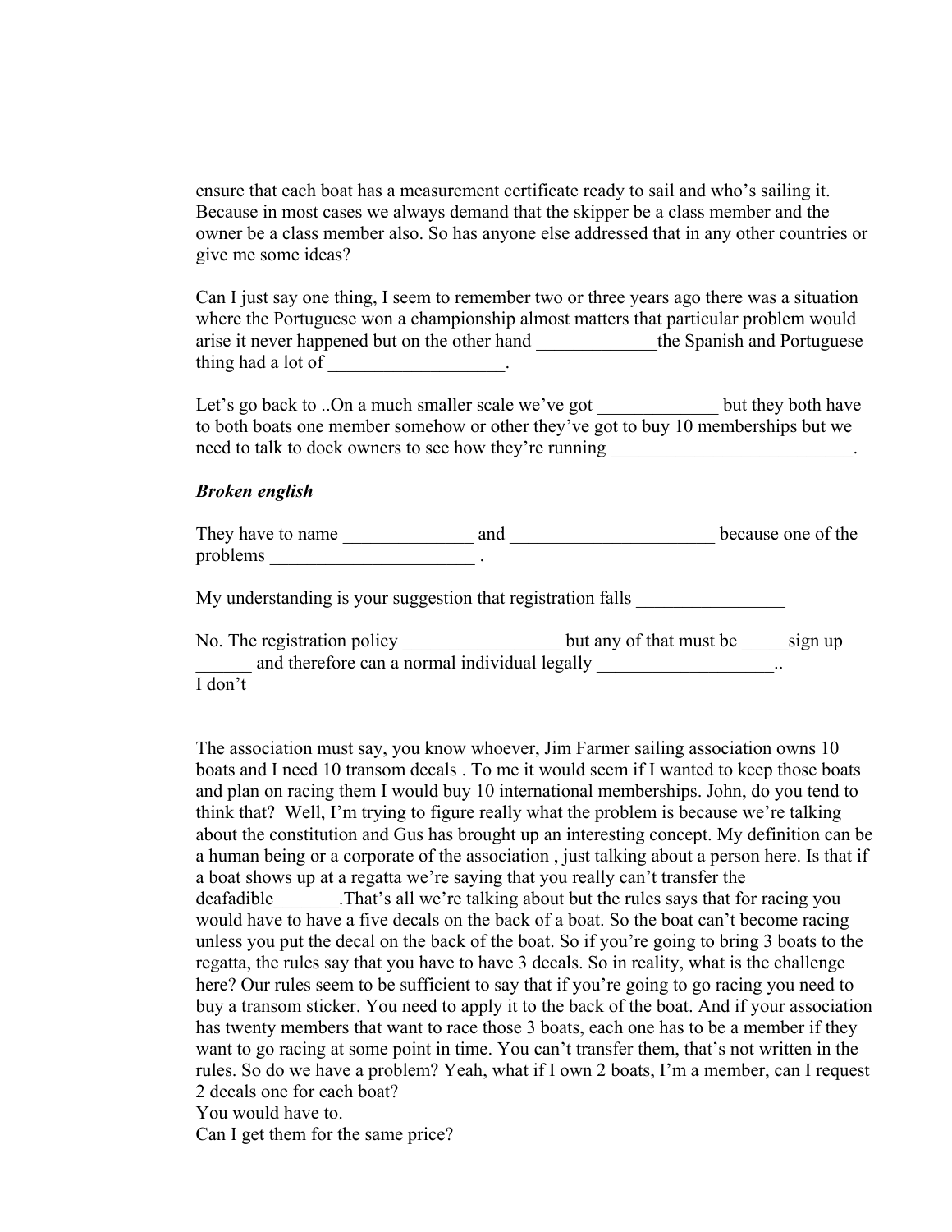ensure that each boat has a measurement certificate ready to sail and who's sailing it. Because in most cases we always demand that the skipper be a class member and the owner be a class member also. So has anyone else addressed that in any other countries or give me some ideas?

Can I just say one thing, I seem to remember two or three years ago there was a situation where the Portuguese won a championship almost matters that particular problem would arise it never happened but on the other hand _____________the Spanish and Portuguese thing had a lot of ___________________.

Let's go back to ..On a much smaller scale we've got _____________ but they both have to both boats one member somehow or other they've got to buy 10 memberships but we need to talk to dock owners to see how they're running __________________________.

***Broken english***

They have to name ______________ and ______________________ because one of the problems ______________________ .

My understanding is your suggestion that registration falls ________________

No. The registration policy _________________ but any of that must be _____sign up ______ and therefore can a normal individual legally ___________________..
I don't

The association must say, you know whoever, Jim Farmer sailing association owns 10 boats and I need 10 transom decals . To me it would seem if I wanted to keep those boats and plan on racing them I would buy 10 international memberships. John, do you tend to think that? Well, I'm trying to figure really what the problem is because we're talking about the constitution and Gus has brought up an interesting concept. My definition can be a human being or a corporate of the association , just talking about a person here. Is that if a boat shows up at a regatta we're saying that you really can't transfer the deafadible_______.That's all we're talking about but the rules says that for racing you would have to have a five decals on the back of a boat. So the boat can't become racing unless you put the decal on the back of the boat. So if you're going to bring 3 boats to the regatta, the rules say that you have to have 3 decals. So in reality, what is the challenge here? Our rules seem to be sufficient to say that if you're going to go racing you need to buy a transom sticker. You need to apply it to the back of the boat. And if your association has twenty members that want to race those 3 boats, each one has to be a member if they want to go racing at some point in time. You can't transfer them, that's not written in the rules. So do we have a problem? Yeah, what if I own 2 boats, I'm a member, can I request 2 decals one for each boat?
You would have to.
Can I get them for the same price?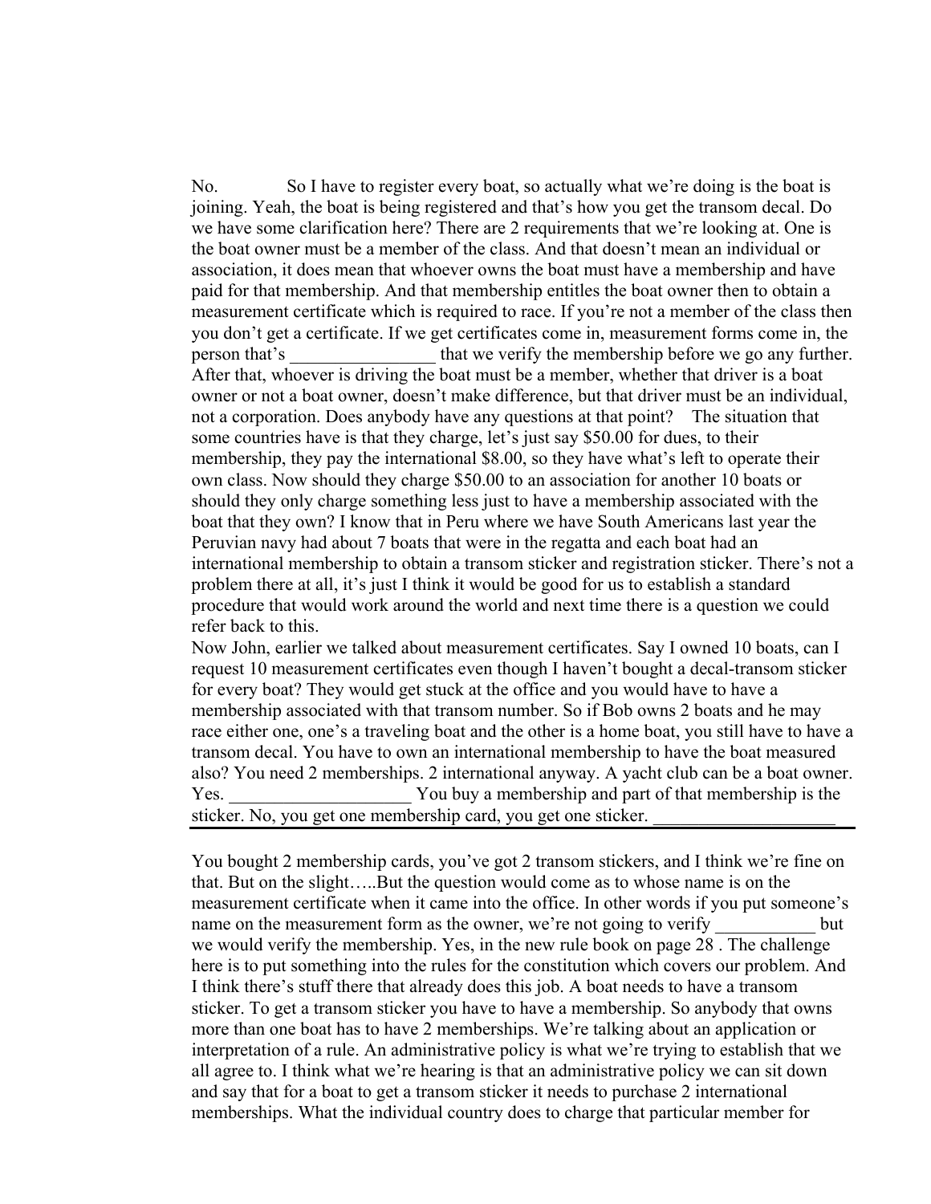No.             So I have to register every boat, so actually what we're doing is the boat is joining. Yeah, the boat is being registered and that's how you get the transom decal. Do we have some clarification here? There are 2 requirements that we're looking at. One is the boat owner must be a member of the class. And that doesn't mean an individual or association, it does mean that whoever owns the boat must have a membership and have paid for that membership. And that membership entitles the boat owner then to obtain a measurement certificate which is required to race. If you're not a member of the class then you don't get a certificate. If we get certificates come in, measurement forms come in, the person that's ________________ that we verify the membership before we go any further. After that, whoever is driving the boat must be a member, whether that driver is a boat owner or not a boat owner, doesn't make difference, but that driver must be an individual, not a corporation. Does anybody have any questions at that point?    The situation that some countries have is that they charge, let's just say $50.00 for dues, to their membership, they pay the international $8.00, so they have what's left to operate their own class. Now should they charge $50.00 to an association for another 10 boats or should they only charge something less just to have a membership associated with the boat that they own? I know that in Peru where we have South Americans last year the Peruvian navy had about 7 boats that were in the regatta and each boat had an international membership to obtain a transom sticker and registration sticker. There's not a problem there at all, it's just I think it would be good for us to establish a standard procedure that would work around the world and next time there is a question we could refer back to this.

Now John, earlier we talked about measurement certificates. Say I owned 10 boats, can I request 10 measurement certificates even though I haven't bought a decal-transom sticker for every boat? They would get stuck at the office and you would have to have a membership associated with that transom number. So if Bob owns 2 boats and he may race either one, one's a traveling boat and the other is a home boat, you still have to have a transom decal. You have to own an international membership to have the boat measured also? You need 2 memberships. 2 international anyway. A yacht club can be a boat owner. Yes. ____________________ You buy a membership and part of that membership is the sticker. No, you get one membership card, you get one sticker. ____________________

---

You bought 2 membership cards, you've got 2 transom stickers, and I think we're fine on that. But on the slight…..But the question would come as to whose name is on the measurement certificate when it came into the office. In other words if you put someone's name on the measurement form as the owner, we're not going to verify ___________ but we would verify the membership. Yes, in the new rule book on page 28 . The challenge here is to put something into the rules for the constitution which covers our problem. And I think there's stuff there that already does this job. A boat needs to have a transom sticker. To get a transom sticker you have to have a membership. So anybody that owns more than one boat has to have 2 memberships. We're talking about an application or interpretation of a rule. An administrative policy is what we're trying to establish that we all agree to. I think what we're hearing is that an administrative policy we can sit down and say that for a boat to get a transom sticker it needs to purchase 2 international memberships. What the individual country does to charge that particular member for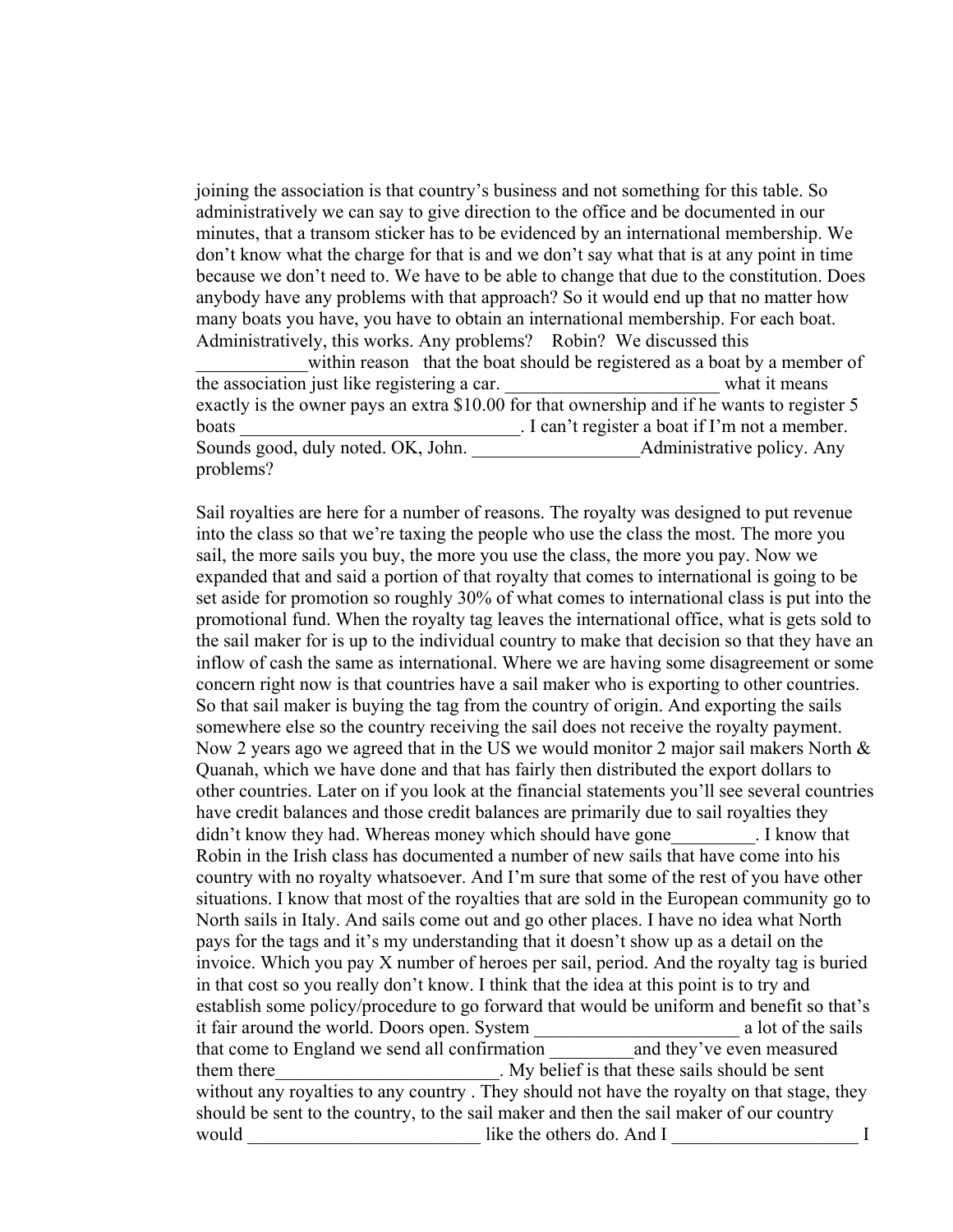joining the association is that country's business and not something for this table. So administratively we can say to give direction to the office and be documented in our minutes, that a transom sticker has to be evidenced by an international membership. We don't know what the charge for that is and we don't say what that is at any point in time because we don't need to. We have to be able to change that due to the constitution. Does anybody have any problems with that approach? So it would end up that no matter how many boats you have, you have to obtain an international membership. For each boat. Administratively, this works. Any problems?    Robin?  We discussed this ____________within reason   that the boat should be registered as a boat by a member of the association just like registering a car. _______________________ what it means exactly is the owner pays an extra $10.00 for that ownership and if he wants to register 5 boats ______________________________. I can't register a boat if I'm not a member. Sounds good, duly noted. OK, John. __________________Administrative policy. Any problems?

Sail royalties are here for a number of reasons. The royalty was designed to put revenue into the class so that we're taxing the people who use the class the most. The more you sail, the more sails you buy, the more you use the class, the more you pay. Now we expanded that and said a portion of that royalty that comes to international is going to be set aside for promotion so roughly 30% of what comes to international class is put into the promotional fund. When the royalty tag leaves the international office, what is gets sold to the sail maker for is up to the individual country to make that decision so that they have an inflow of cash the same as international. Where we are having some disagreement or some concern right now is that countries have a sail maker who is exporting to other countries. So that sail maker is buying the tag from the country of origin. And exporting the sails somewhere else so the country receiving the sail does not receive the royalty payment. Now 2 years ago we agreed that in the US we would monitor 2 major sail makers North & Quanah, which we have done and that has fairly then distributed the export dollars to other countries. Later on if you look at the financial statements you'll see several countries have credit balances and those credit balances are primarily due to sail royalties they didn't know they had. Whereas money which should have gone_________. I know that Robin in the Irish class has documented a number of new sails that have come into his country with no royalty whatsoever. And I'm sure that some of the rest of you have other situations. I know that most of the royalties that are sold in the European community go to North sails in Italy. And sails come out and go other places. I have no idea what North pays for the tags and it's my understanding that it doesn't show up as a detail on the invoice. Which you pay X number of heroes per sail, period. And the royalty tag is buried in that cost so you really don't know. I think that the idea at this point is to try and establish some policy/procedure to go forward that would be uniform and benefit so that's it fair around the world. Doors open. System ______________________ a lot of the sails that come to England we send all confirmation _________and they've even measured them there________________________. My belief is that these sails should be sent without any royalties to any country . They should not have the royalty on that stage, they should be sent to the country, to the sail maker and then the sail maker of our country would _________________________ like the others do. And I ____________________ I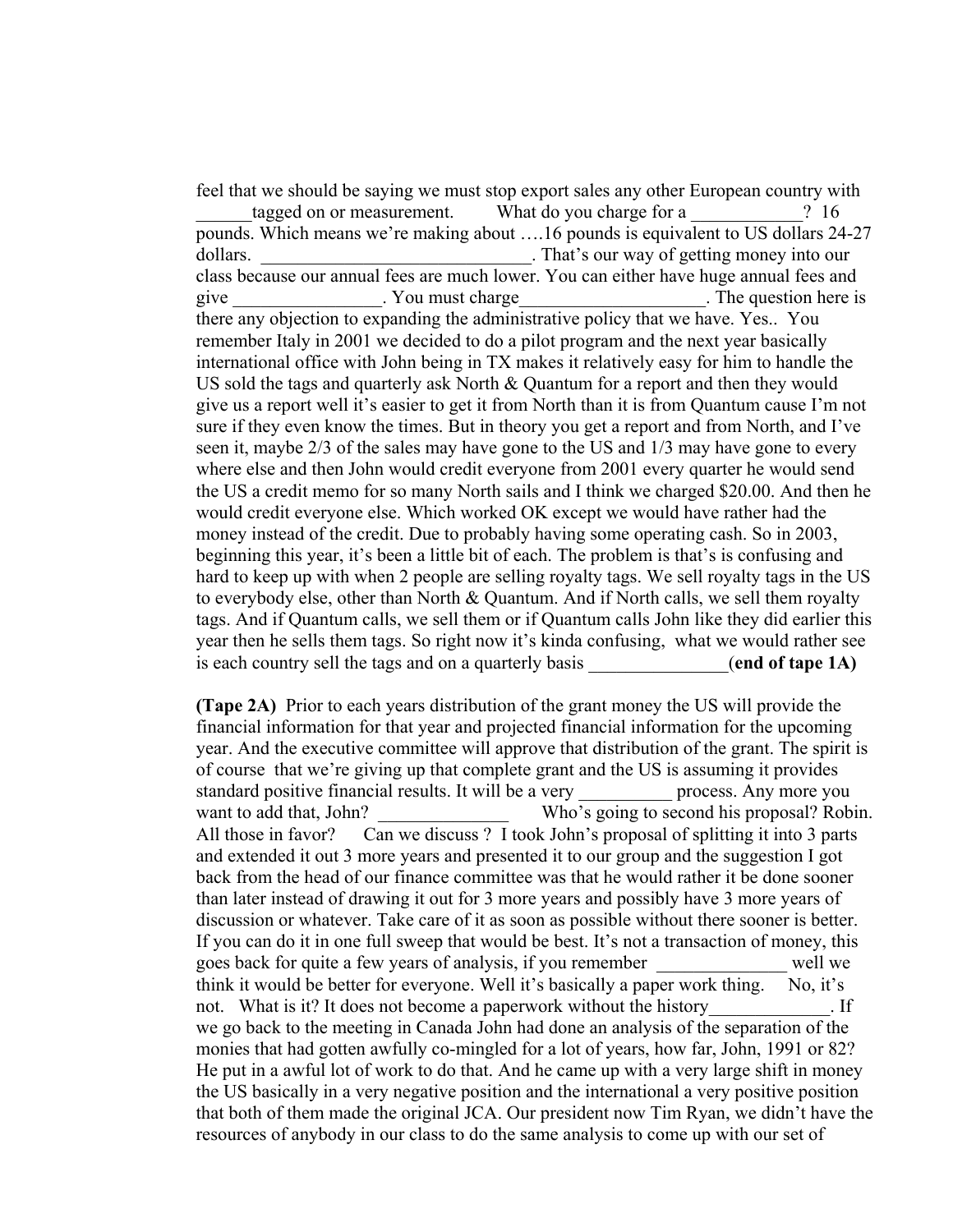feel that we should be saying we must stop export sales any other European country with ______tagged on or measurement.    What do you charge for a ____________? 16 pounds. Which means we're making about ….16 pounds is equivalent to US dollars 24-27 dollars. ______________________________. That's our way of getting money into our class because our annual fees are much lower. You can either have huge annual fees and give ________________. You must charge____________________. The question here is there any objection to expanding the administrative policy that we have. Yes.. You remember Italy in 2001 we decided to do a pilot program and the next year basically international office with John being in TX makes it relatively easy for him to handle the US sold the tags and quarterly ask North & Quantum for a report and then they would give us a report well it's easier to get it from North than it is from Quantum cause I'm not sure if they even know the times. But in theory you get a report and from North, and I've seen it, maybe 2/3 of the sales may have gone to the US and 1/3 may have gone to every where else and then John would credit everyone from 2001 every quarter he would send the US a credit memo for so many North sails and I think we charged $20.00. And then he would credit everyone else. Which worked OK except we would have rather had the money instead of the credit. Due to probably having some operating cash. So in 2003, beginning this year, it's been a little bit of each. The problem is that's is confusing and hard to keep up with when 2 people are selling royalty tags. We sell royalty tags in the US to everybody else, other than North & Quantum. And if North calls, we sell them royalty tags. And if Quantum calls, we sell them or if Quantum calls John like they did earlier this year then he sells them tags. So right now it's kinda confusing, what we would rather see is each country sell the tags and on a quarterly basis _______________(**end of tape 1A)**

**(Tape 2A)** Prior to each years distribution of the grant money the US will provide the financial information for that year and projected financial information for the upcoming year. And the executive committee will approve that distribution of the grant. The spirit is of course that we're giving up that complete grant and the US is assuming it provides standard positive financial results. It will be a very __________ process. Any more you want to add that, John? ______________    Who's going to second his proposal? Robin. All those in favor?    Can we discuss ? I took John's proposal of splitting it into 3 parts and extended it out 3 more years and presented it to our group and the suggestion I got back from the head of our finance committee was that he would rather it be done sooner than later instead of drawing it out for 3 more years and possibly have 3 more years of discussion or whatever. Take care of it as soon as possible without there sooner is better. If you can do it in one full sweep that would be best. It's not a transaction of money, this goes back for quite a few years of analysis, if you remember ______________ well we think it would be better for everyone. Well it's basically a paper work thing.    No, it's not.    What is it? It does not become a paperwork without the history_____________. If we go back to the meeting in Canada John had done an analysis of the separation of the monies that had gotten awfully co-mingled for a lot of years, how far, John, 1991 or 82? He put in a awful lot of work to do that. And he came up with a very large shift in money the US basically in a very negative position and the international a very positive position that both of them made the original JCA. Our president now Tim Ryan, we didn't have the resources of anybody in our class to do the same analysis to come up with our set of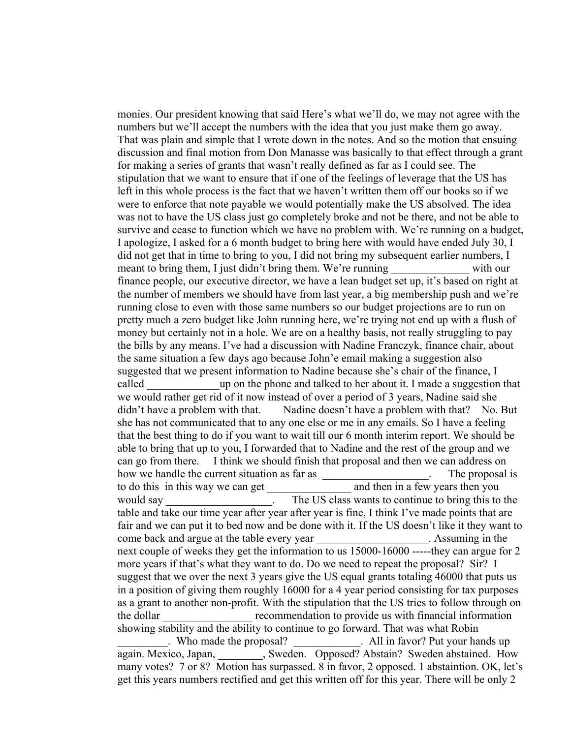monies. Our president knowing that said Here's what we'll do, we may not agree with the numbers but we'll accept the numbers with the idea that you just make them go away. That was plain and simple that I wrote down in the notes. And so the motion that ensuing discussion and final motion from Don Manasse was basically to that effect through a grant for making a series of grants that wasn't really defined as far as I could see. The stipulation that we want to ensure that if one of the feelings of leverage that the US has left in this whole process is the fact that we haven't written them off our books so if we were to enforce that note payable we would potentially make the US absolved. The idea was not to have the US class just go completely broke and not be there, and not be able to survive and cease to function which we have no problem with. We're running on a budget, I apologize, I asked for a 6 month budget to bring here with would have ended July 30, I did not get that in time to bring to you, I did not bring my subsequent earlier numbers, I meant to bring them, I just didn't bring them. We're running ______________ with our finance people, our executive director, we have a lean budget set up, it's based on right at the number of members we should have from last year, a big membership push and we're running close to even with those same numbers so our budget projections are to run on pretty much a zero budget like John running here, we're trying not end up with a flush of money but certainly not in a hole. We are on a healthy basis, not really struggling to pay the bills by any means. I've had a discussion with Nadine Franczyk, finance chair, about the same situation a few days ago because John'e email making a suggestion also suggested that we present information to Nadine because she's chair of the finance, I called _____________up on the phone and talked to her about it. I made a suggestion that we would rather get rid of it now instead of over a period of 3 years, Nadine said she didn't have a problem with that. Nadine doesn't have a problem with that? No. But she has not communicated that to any one else or me in any emails. So I have a feeling that the best thing to do if you want to wait till our 6 month interim report. We should be able to bring that up to you, I forwarded that to Nadine and the rest of the group and we can go from there. I think we should finish that proposal and then we can address on how we handle the current situation as far as ___________________. The proposal is to do this in this way we can get _______________ and then in a few years then you would say ___________________. The US class wants to continue to bring this to the table and take our time year after year after year is fine, I think I've made points that are fair and we can put it to bed now and be done with it. If the US doesn't like it they want to come back and argue at the table every year ____________________. Assuming in the next couple of weeks they get the information to us 15000-16000 -----they can argue for 2 more years if that's what they want to do. Do we need to repeat the proposal? Sir? I suggest that we over the next 3 years give the US equal grants totaling 46000 that puts us in a position of giving them roughly 16000 for a 4 year period consisting for tax purposes as a grant to another non-profit. With the stipulation that the US tries to follow through on the dollar ________________ recommendation to provide us with financial information showing stability and the ability to continue to go forward. That was what Robin _________. Who made the proposal? ____________. All in favor? Put your hands up again. Mexico, Japan, ________, Sweden. Opposed? Abstain? Sweden abstained. How many votes? 7 or 8? Motion has surpassed. 8 in favor, 2 opposed. 1 abstaintion. OK, let's get this years numbers rectified and get this written off for this year. There will be only 2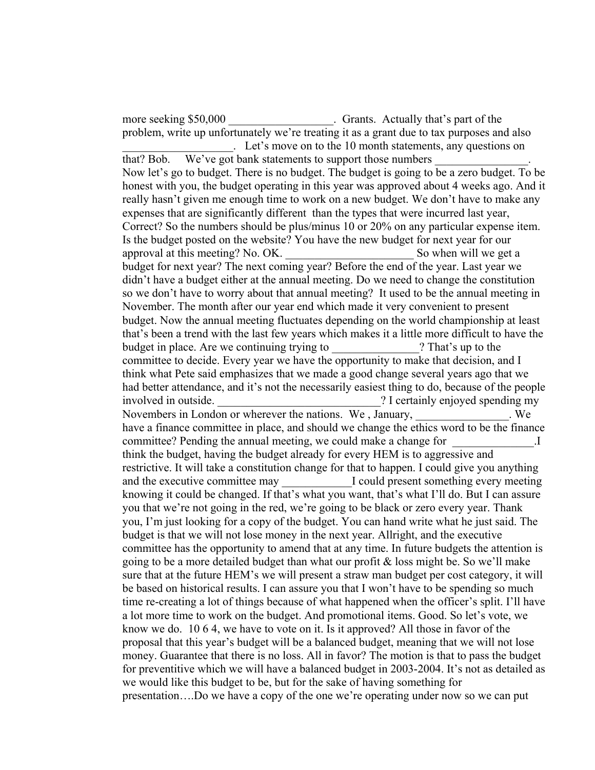more seeking $50,000 __________________. Grants. Actually that's part of the problem, write up unfortunately we're treating it as a grant due to tax purposes and also ___________________. Let's move on to the 10 month statements, any questions on that? Bob. We've got bank statements to support those numbers ________________. Now let's go to budget. There is no budget. The budget is going to be a zero budget. To be honest with you, the budget operating in this year was approved about 4 weeks ago. And it really hasn't given me enough time to work on a new budget. We don't have to make any expenses that are significantly different than the types that were incurred last year, Correct? So the numbers should be plus/minus 10 or 20% on any particular expense item. Is the budget posted on the website? You have the new budget for next year for our approval at this meeting? No. OK. ______________________ So when will we get a budget for next year? The next coming year? Before the end of the year. Last year we didn't have a budget either at the annual meeting. Do we need to change the constitution so we don't have to worry about that annual meeting? It used to be the annual meeting in November. The month after our year end which made it very convenient to present budget. Now the annual meeting fluctuates depending on the world championship at least that's been a trend with the last few years which makes it a little more difficult to have the budget in place. Are we continuing trying to _______________? That's up to the committee to decide. Every year we have the opportunity to make that decision, and I think what Pete said emphasizes that we made a good change several years ago that we had better attendance, and it's not the necessarily easiest thing to do, because of the people involved in outside. ____________________________? I certainly enjoyed spending my Novembers in London or wherever the nations. We , January, ________________. We have a finance committee in place, and should we change the ethics word to be the finance committee? Pending the annual meeting, we could make a change for ______________.I think the budget, having the budget already for every HEM is to aggressive and restrictive. It will take a constitution change for that to happen. I could give you anything and the executive committee may ____________I could present something every meeting knowing it could be changed. If that's what you want, that's what I'll do. But I can assure you that we're not going in the red, we're going to be black or zero every year. Thank you, I'm just looking for a copy of the budget. You can hand write what he just said. The budget is that we will not lose money in the next year. Allright, and the executive committee has the opportunity to amend that at any time. In future budgets the attention is going to be a more detailed budget than what our profit & loss might be. So we'll make sure that at the future HEM's we will present a straw man budget per cost category, it will be based on historical results. I can assure you that I won't have to be spending so much time re-creating a lot of things because of what happened when the officer's split. I'll have a lot more time to work on the budget. And promotional items. Good. So let's vote, we know we do. 10 6 4, we have to vote on it. Is it approved? All those in favor of the proposal that this year's budget will be a balanced budget, meaning that we will not lose money. Guarantee that there is no loss. All in favor? The motion is that to pass the budget for preventitive which we will have a balanced budget in 2003-2004. It's not as detailed as we would like this budget to be, but for the sake of having something for presentation….Do we have a copy of the one we're operating under now so we can put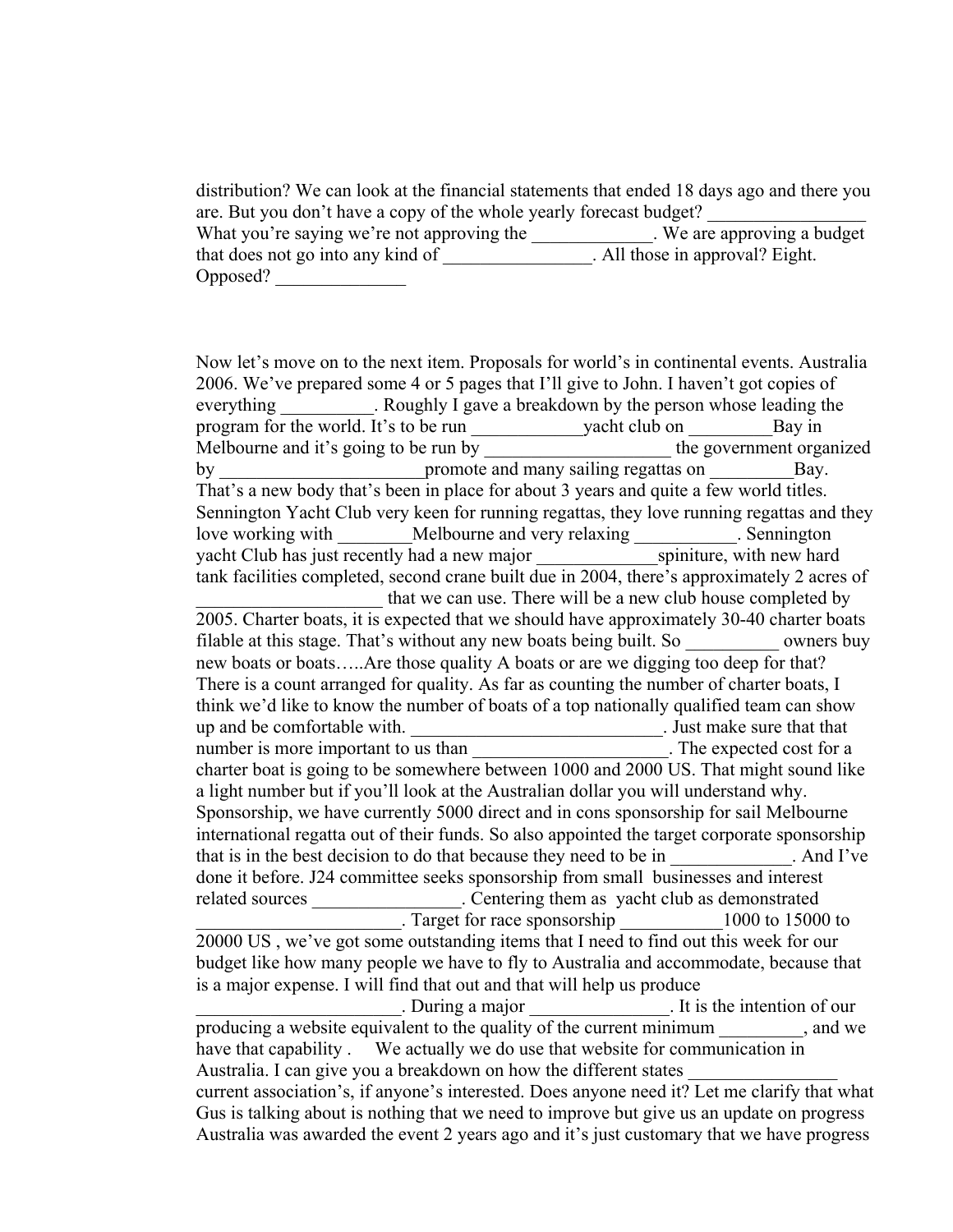distribution? We can look at the financial statements that ended 18 days ago and there you are. But you don't have a copy of the whole yearly forecast budget? _________________ What you're saying we're not approving the _____________. We are approving a budget that does not go into any kind of ________________. All those in approval? Eight. Opposed? ______________

Now let's move on to the next item. Proposals for world's in continental events. Australia 2006. We've prepared some 4 or 5 pages that I'll give to John. I haven't got copies of everything __________. Roughly I gave a breakdown by the person whose leading the program for the world. It's to be run ____________yacht club on _________Bay in Melbourne and it's going to be run by ____________________ the government organized by ______________________promote and many sailing regattas on _________Bay. That's a new body that's been in place for about 3 years and quite a few world titles. Sennington Yacht Club very keen for running regattas, they love running regattas and they love working with ________Melbourne and very relaxing ___________. Sennington yacht Club has just recently had a new major _____________spiniture, with new hard tank facilities completed, second crane built due in 2004, there's approximately 2 acres of ____________________ that we can use. There will be a new club house completed by 2005. Charter boats, it is expected that we should have approximately 30-40 charter boats filable at this stage. That's without any new boats being built. So __________ owners buy new boats or boats…..Are those quality A boats or are we digging too deep for that? There is a count arranged for quality. As far as counting the number of charter boats, I think we'd like to know the number of boats of a top nationally qualified team can show up and be comfortable with. ___________________________. Just make sure that that number is more important to us than _____________________. The expected cost for a charter boat is going to be somewhere between 1000 and 2000 US. That might sound like a light number but if you'll look at the Australian dollar you will understand why. Sponsorship, we have currently 5000 direct and in cons sponsorship for sail Melbourne international regatta out of their funds. So also appointed the target corporate sponsorship that is in the best decision to do that because they need to be in _____________. And I've done it before. J24 committee seeks sponsorship from small businesses and interest related sources ________________. Centering them as yacht club as demonstrated ______________________. Target for race sponsorship ___________1000 to 15000 to 20000 US , we've got some outstanding items that I need to find out this week for our budget like how many people we have to fly to Australia and accommodate, because that is a major expense. I will find that out and that will help us produce ______________________. During a major _______________. It is the intention of our producing a website equivalent to the quality of the current minimum _________, and we have that capability . We actually we do use that website for communication in Australia. I can give you a breakdown on how the different states ________________ current association's, if anyone's interested. Does anyone need it? Let me clarify that what Gus is talking about is nothing that we need to improve but give us an update on progress Australia was awarded the event 2 years ago and it's just customary that we have progress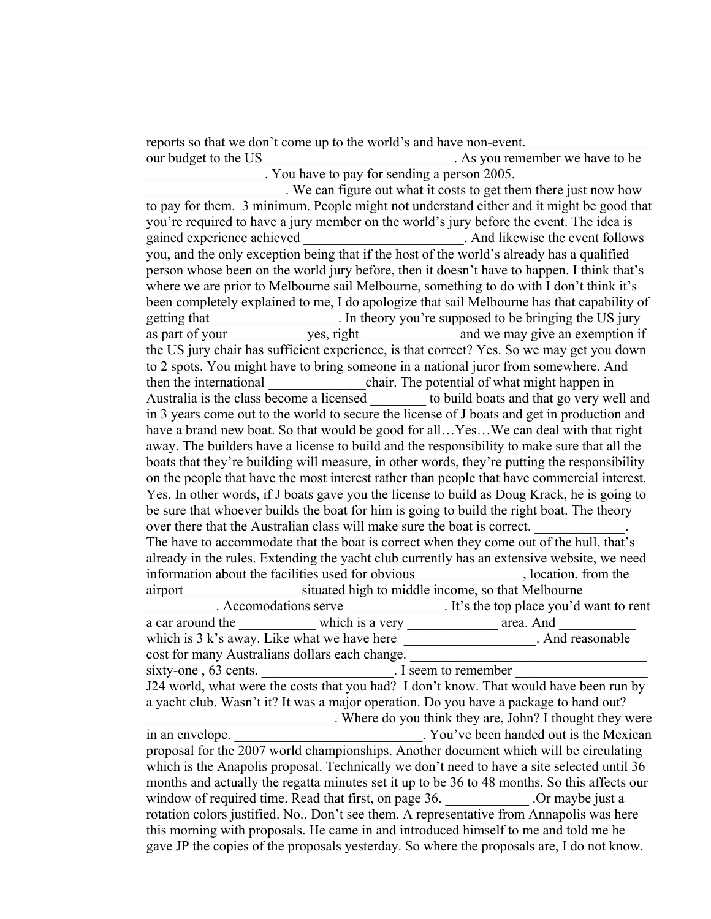reports so that we don't come up to the world's and have non-event. ________________ our budget to the US ___________________________. As you remember we have to be _________________. You have to pay for sending a person 2005. ___________________. We can figure out what it costs to get them there just now how to pay for them. 3 minimum. People might not understand either and it might be good that you're required to have a jury member on the world's jury before the event. The idea is gained experience achieved _______________________. And likewise the event follows you, and the only exception being that if the host of the world's already has a qualified person whose been on the world jury before, then it doesn't have to happen. I think that's where we are prior to Melbourne sail Melbourne, something to do with I don't think it's been completely explained to me, I do apologize that sail Melbourne has that capability of getting that __________________. In theory you're supposed to be bringing the US jury as part of your ___________yes, right ______________and we may give an exemption if the US jury chair has sufficient experience, is that correct? Yes. So we may get you down to 2 spots. You might have to bring someone in a national juror from somewhere. And then the international ______________chair. The potential of what might happen in Australia is the class become a licensed ________ to build boats and that go very well and in 3 years come out to the world to secure the license of J boats and get in production and have a brand new boat. So that would be good for all…Yes…We can deal with that right away. The builders have a license to build and the responsibility to make sure that all the boats that they're building will measure, in other words, they're putting the responsibility on the people that have the most interest rather than people that have commercial interest. Yes. In other words, if J boats gave you the license to build as Doug Krack, he is going to be sure that whoever builds the boat for him is going to build the right boat. The theory over there that the Australian class will make sure the boat is correct. _____________. The have to accommodate that the boat is correct when they come out of the hull, that's already in the rules. Extending the yacht club currently has an extensive website, we need information about the facilities used for obvious _______________, location, from the airport_ _______________ situated high to middle income, so that Melbourne __________. Accomodations serve ______________. It's the top place you'd want to rent a car around the ___________ which is a very _____________ area. And ___________ which is 3 k's away. Like what we have here ___________________. And reasonable cost for many Australians dollars each change. _________________________________ sixty-one , 63 cents. ___________________. I seem to remember ___________________ J24 world, what were the costs that you had? I don't know. That would have been run by a yacht club. Wasn't it? It was a major operation. Do you have a package to hand out? ____________________________. Where do you think they are, John? I thought they were in an envelope. ___________________________. You've been handed out is the Mexican proposal for the 2007 world championships. Another document which will be circulating which is the Anapolis proposal. Technically we don't need to have a site selected until 36 months and actually the regatta minutes set it up to be 36 to 48 months. So this affects our window of required time. Read that first, on page 36. ____________ .Or maybe just a rotation colors justified. No.. Don't see them. A representative from Annapolis was here this morning with proposals. He came in and introduced himself to me and told me he gave JP the copies of the proposals yesterday. So where the proposals are, I do not know.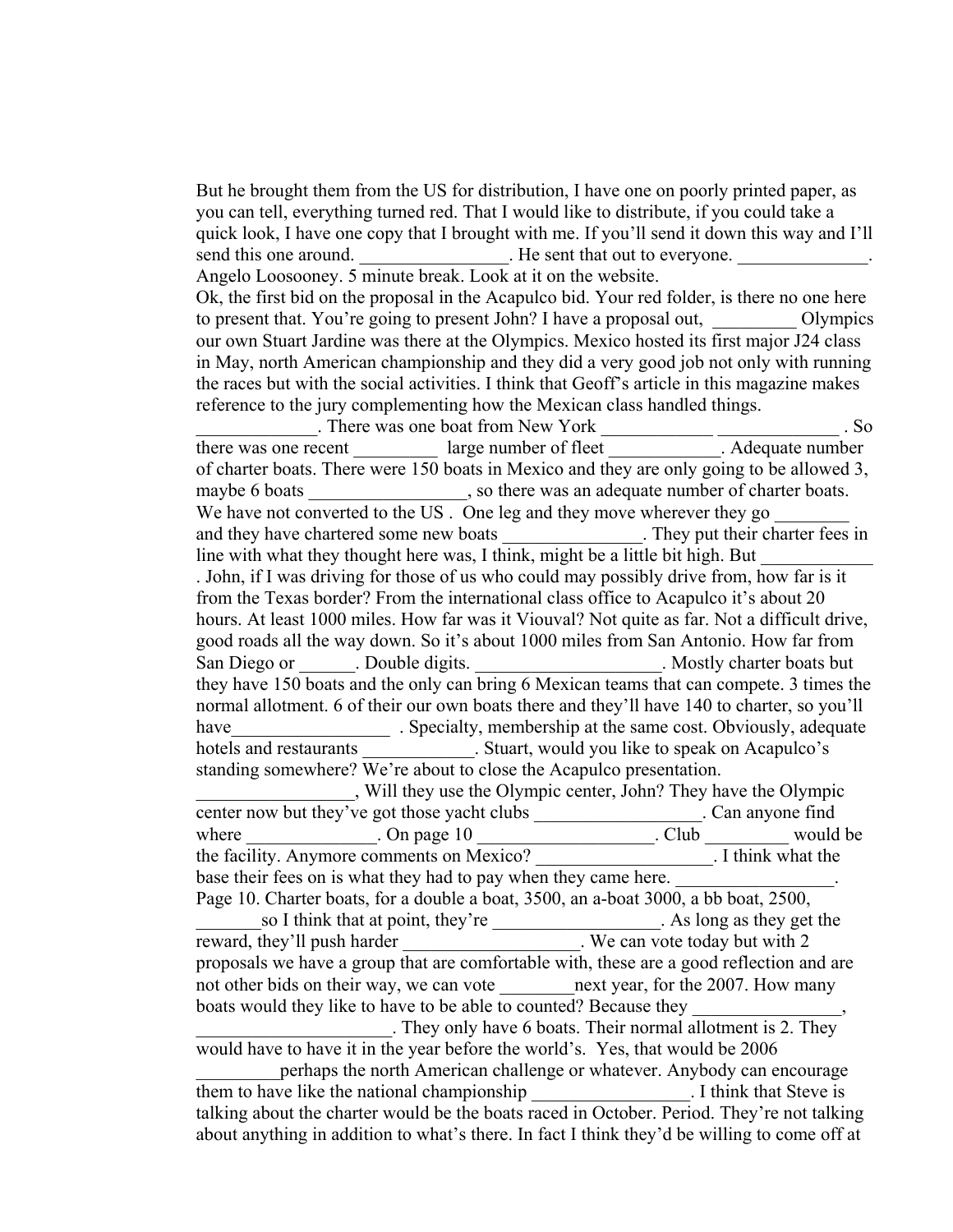But he brought them from the US for distribution, I have one on poorly printed paper, as you can tell, everything turned red. That I would like to distribute, if you could take a quick look, I have one copy that I brought with me. If you'll send it down this way and I'll send this one around. ________________. He sent that out to everyone. ______________. Angelo Loosooney. 5 minute break. Look at it on the website.

Ok, the first bid on the proposal in the Acapulco bid. Your red folder, is there no one here to present that. You're going to present John? I have a proposal out, _________ Olympics our own Stuart Jardine was there at the Olympics. Mexico hosted its first major J24 class in May, north American championship and they did a very good job not only with running the races but with the social activities. I think that Geoff's article in this magazine makes reference to the jury complementing how the Mexican class handled things. _____________. There was one boat from New York ____________ _____________ . So there was one recent _________ large number of fleet ____________. Adequate number of charter boats. There were 150 boats in Mexico and they are only going to be allowed 3, maybe 6 boats _________________, so there was an adequate number of charter boats. We have not converted to the US . One leg and they move wherever they go ________ and they have chartered some new boats _______________. They put their charter fees in line with what they thought here was, I think, might be a little bit high. But ____________ . John, if I was driving for those of us who could may possibly drive from, how far is it from the Texas border? From the international class office to Acapulco it's about 20 hours. At least 1000 miles. How far was it Viouval? Not quite as far. Not a difficult drive, good roads all the way down. So it's about 1000 miles from San Antonio. How far from San Diego or ______. Double digits. ____________________. Mostly charter boats but they have 150 boats and the only can bring 6 Mexican teams that can compete. 3 times the normal allotment. 6 of their our own boats there and they'll have 140 to charter, so you'll have_________________ . Specialty, membership at the same cost. Obviously, adequate hotels and restaurants ____________. Stuart, would you like to speak on Acapulco's standing somewhere? We're about to close the Acapulco presentation. _________________, Will they use the Olympic center, John? They have the Olympic center now but they've got those yacht clubs __________________. Can anyone find where ______________. On page 10 ____________________. Club _________ would be the facility. Anymore comments on Mexico? ___________________. I think what the base their fees on is what they had to pay when they came here. _________________. Page 10. Charter boats, for a double a boat, 3500, an a-boat 3000, a bb boat, 2500, _______so I think that at point, they're __________________. As long as they get the reward, they'll push harder ___________________. We can vote today but with 2 proposals we have a group that are comfortable with, these are a good reflection and are not other bids on their way, we can vote ________next year, for the 2007. How many boats would they like to have to be able to counted? Because they ________________, _____________________. They only have 6 boats. Their normal allotment is 2. They would have to have it in the year before the world's. Yes, that would be 2006 _________perhaps the north American challenge or whatever. Anybody can encourage them to have like the national championship _________________. I think that Steve is talking about the charter would be the boats raced in October. Period. They're not talking about anything in addition to what's there. In fact I think they'd be willing to come off at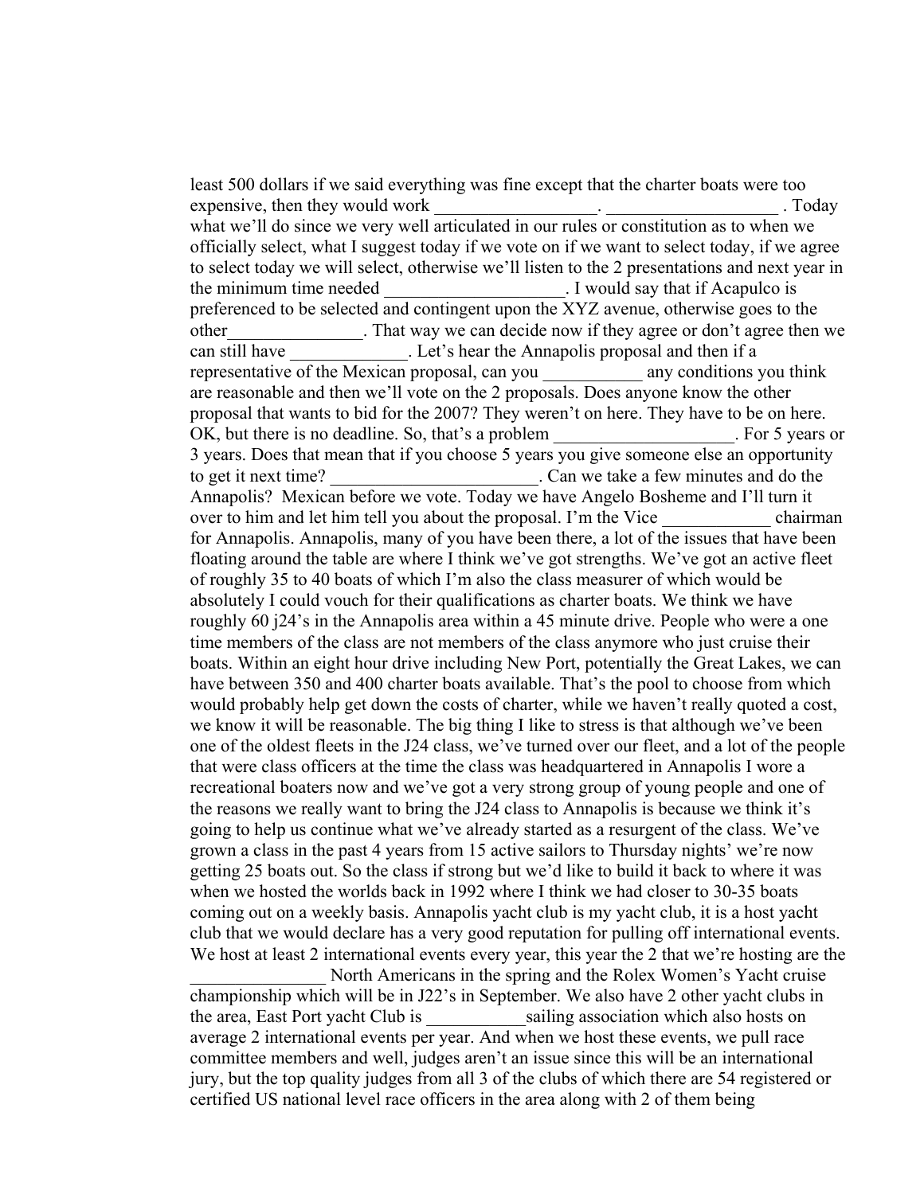least 500 dollars if we said everything was fine except that the charter boats were too expensive, then they would work __________________. ___________________ . Today what we'll do since we very well articulated in our rules or constitution as to when we officially select, what I suggest today if we vote on if we want to select today, if we agree to select today we will select, otherwise we'll listen to the 2 presentations and next year in the minimum time needed ____________________. I would say that if Acapulco is preferenced to be selected and contingent upon the XYZ avenue, otherwise goes to the other_______________. That way we can decide now if they agree or don't agree then we can still have _____________. Let's hear the Annapolis proposal and then if a representative of the Mexican proposal, can you ___________ any conditions you think are reasonable and then we'll vote on the 2 proposals. Does anyone know the other proposal that wants to bid for the 2007? They weren't on here. They have to be on here. OK, but there is no deadline. So, that's a problem ____________________. For 5 years or 3 years. Does that mean that if you choose 5 years you give someone else an opportunity to get it next time? _______________________. Can we take a few minutes and do the Annapolis? Mexican before we vote. Today we have Angelo Bosheme and I'll turn it over to him and let him tell you about the proposal. I'm the Vice ____________ chairman for Annapolis. Annapolis, many of you have been there, a lot of the issues that have been floating around the table are where I think we've got strengths. We've got an active fleet of roughly 35 to 40 boats of which I'm also the class measurer of which would be absolutely I could vouch for their qualifications as charter boats. We think we have roughly 60 j24's in the Annapolis area within a 45 minute drive. People who were a one time members of the class are not members of the class anymore who just cruise their boats. Within an eight hour drive including New Port, potentially the Great Lakes, we can have between 350 and 400 charter boats available. That's the pool to choose from which would probably help get down the costs of charter, while we haven't really quoted a cost, we know it will be reasonable. The big thing I like to stress is that although we've been one of the oldest fleets in the J24 class, we've turned over our fleet, and a lot of the people that were class officers at the time the class was headquartered in Annapolis I wore a recreational boaters now and we've got a very strong group of young people and one of the reasons we really want to bring the J24 class to Annapolis is because we think it's going to help us continue what we've already started as a resurgent of the class. We've grown a class in the past 4 years from 15 active sailors to Thursday nights' we're now getting 25 boats out. So the class if strong but we'd like to build it back to where it was when we hosted the worlds back in 1992 where I think we had closer to 30-35 boats coming out on a weekly basis. Annapolis yacht club is my yacht club, it is a host yacht club that we would declare has a very good reputation for pulling off international events. We host at least 2 international events every year, this year the 2 that we're hosting are the _______________ North Americans in the spring and the Rolex Women's Yacht cruise championship which will be in J22's in September. We also have 2 other yacht clubs in the area, East Port yacht Club is ___________sailing association which also hosts on average 2 international events per year. And when we host these events, we pull race committee members and well, judges aren't an issue since this will be an international jury, but the top quality judges from all 3 of the clubs of which there are 54 registered or certified US national level race officers in the area along with 2 of them being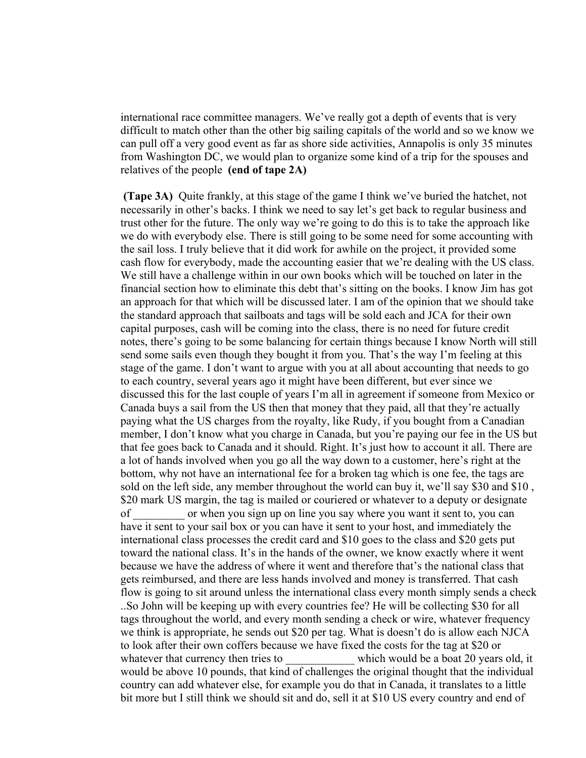international race committee managers. We've really got a depth of events that is very difficult to match other than the other big sailing capitals of the world and so we know we can pull off a very good event as far as shore side activities, Annapolis is only 35 minutes from Washington DC, we would plan to organize some kind of a trip for the spouses and relatives of the people **(end of tape 2A)**

**(Tape 3A)** Quite frankly, at this stage of the game I think we've buried the hatchet, not necessarily in other's backs. I think we need to say let's get back to regular business and trust other for the future. The only way we're going to do this is to take the approach like we do with everybody else. There is still going to be some need for some accounting with the sail loss. I truly believe that it did work for awhile on the project, it provided some cash flow for everybody, made the accounting easier that we're dealing with the US class. We still have a challenge within in our own books which will be touched on later in the financial section how to eliminate this debt that's sitting on the books. I know Jim has got an approach for that which will be discussed later. I am of the opinion that we should take the standard approach that sailboats and tags will be sold each and JCA for their own capital purposes, cash will be coming into the class, there is no need for future credit notes, there's going to be some balancing for certain things because I know North will still send some sails even though they bought it from you. That's the way I'm feeling at this stage of the game. I don't want to argue with you at all about accounting that needs to go to each country, several years ago it might have been different, but ever since we discussed this for the last couple of years I'm all in agreement if someone from Mexico or Canada buys a sail from the US then that money that they paid, all that they're actually paying what the US charges from the royalty, like Rudy, if you bought from a Canadian member, I don't know what you charge in Canada, but you're paying our fee in the US but that fee goes back to Canada and it should. Right. It's just how to account it all. There are a lot of hands involved when you go all the way down to a customer, here's right at the bottom, why not have an international fee for a broken tag which is one fee, the tags are sold on the left side, any member throughout the world can buy it, we'll say $30 and $10 , $20 mark US margin, the tag is mailed or couriered or whatever to a deputy or designate of _________ or when you sign up on line you say where you want it sent to, you can have it sent to your sail box or you can have it sent to your host, and immediately the international class processes the credit card and $10 goes to the class and $20 gets put toward the national class. It's in the hands of the owner, we know exactly where it went because we have the address of where it went and therefore that's the national class that gets reimbursed, and there are less hands involved and money is transferred. That cash flow is going to sit around unless the international class every month simply sends a check ..So John will be keeping up with every countries fee? He will be collecting $30 for all tags throughout the world, and every month sending a check or wire, whatever frequency we think is appropriate, he sends out $20 per tag. What is doesn't do is allow each NJCA to look after their own coffers because we have fixed the costs for the tag at $20 or whatever that currency then tries to ____________ which would be a boat 20 years old, it would be above 10 pounds, that kind of challenges the original thought that the individual country can add whatever else, for example you do that in Canada, it translates to a little bit more but I still think we should sit and do, sell it at $10 US every country and end of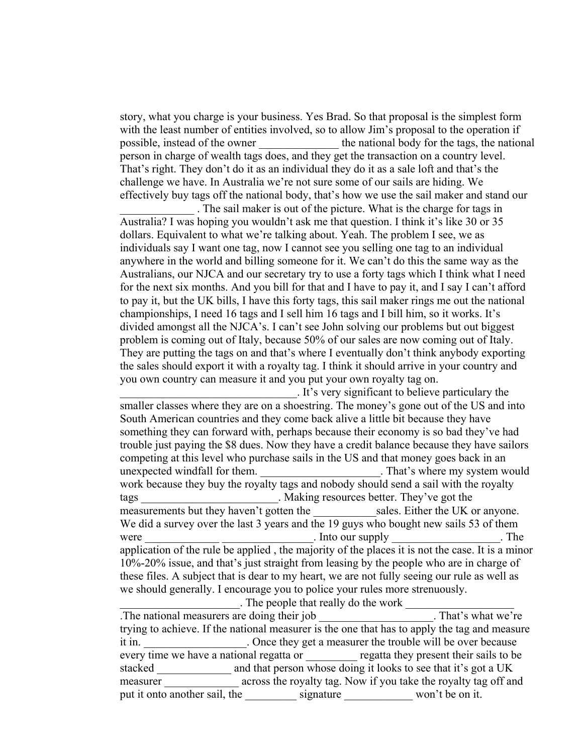story, what you charge is your business. Yes Brad. So that proposal is the simplest form with the least number of entities involved, so to allow Jim's proposal to the operation if possible, instead of the owner ______________ the national body for the tags, the national person in charge of wealth tags does, and they get the transaction on a country level. That's right. They don't do it as an individual they do it as a sale loft and that's the challenge we have. In Australia we're not sure some of our sails are hiding. We effectively buy tags off the national body, that's how we use the sail maker and stand our _____________ . The sail maker is out of the picture. What is the charge for tags in Australia? I was hoping you wouldn't ask me that question. I think it's like 30 or 35 dollars. Equivalent to what we're talking about. Yeah. The problem I see, we as individuals say I want one tag, now I cannot see you selling one tag to an individual anywhere in the world and billing someone for it. We can't do this the same way as the Australians, our NJCA and our secretary try to use a forty tags which I think what I need for the next six months. And you bill for that and I have to pay it, and I say I can't afford to pay it, but the UK bills, I have this forty tags, this sail maker rings me out the national championships, I need 16 tags and I sell him 16 tags and I bill him, so it works. It's divided amongst all the NJCA's. I can't see John solving our problems but out biggest problem is coming out of Italy, because 50% of our sales are now coming out of Italy. They are putting the tags on and that's where I eventually don't think anybody exporting the sales should export it with a royalty tag. I think it should arrive in your country and you own country can measure it and you put your own royalty tag on. ________________________________. It's very significant to believe particulary the smaller classes where they are on a shoestring. The money's gone out of the US and into South American countries and they come back alive a little bit because they have something they can forward with, perhaps because their economy is so bad they've had trouble just paying the $8 dues. Now they have a credit balance because they have sailors competing at this level who purchase sails in the US and that money goes back in an unexpected windfall for them. _____________________. That's where my system would work because they buy the royalty tags and nobody should send a sail with the royalty tags ________________________. Making resources better. They've got the measurements but they haven't gotten the ___________sales. Either the UK or anyone. We did a survey over the last 3 years and the 19 guys who bought new sails 53 of them were _____________ ________________. Into our supply ___________________. The application of the rule be applied , the majority of the places it is not the case. It is a minor 10%-20% issue, and that's just straight from leasing by the people who are in charge of these files. A subject that is dear to my heart, we are not fully seeing our rule as well as we should generally. I encourage you to police your rules more strenuously. _____________________. The people that really do the work ___________________ .The national measurers are doing their job ____________________. That's what we're trying to achieve. If the national measurer is the one that has to apply the tag and measure it in. __________________. Once they get a measurer the trouble will be over because every time we have a national regatta or _________ regatta they present their sails to be stacked _____________ and that person whose doing it looks to see that it's got a UK measurer _____________ across the royalty tag. Now if you take the royalty tag off and put it onto another sail, the _________ signature ____________ won't be on it.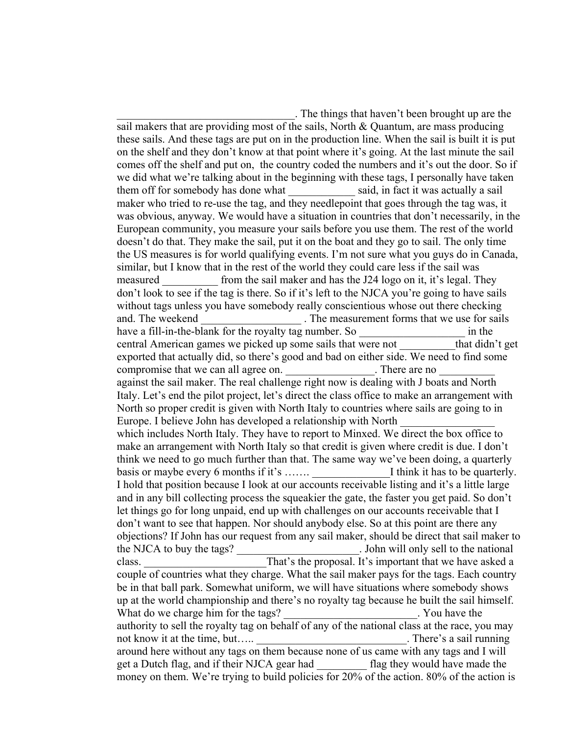________________________________. The things that haven't been brought up are the sail makers that are providing most of the sails, North & Quantum, are mass producing these sails. And these tags are put on in the production line. When the sail is built it is put on the shelf and they don't know at that point where it's going. At the last minute the sail comes off the shelf and put on, the country coded the numbers and it's out the door. So if we did what we're talking about in the beginning with these tags, I personally have taken them off for somebody has done what ____________ said, in fact it was actually a sail maker who tried to re-use the tag, and they needlepoint that goes through the tag was, it was obvious, anyway. We would have a situation in countries that don't necessarily, in the European community, you measure your sails before you use them. The rest of the world doesn't do that. They make the sail, put it on the boat and they go to sail. The only time the US measures is for world qualifying events. I'm not sure what you guys do in Canada, similar, but I know that in the rest of the world they could care less if the sail was measured __________ from the sail maker and has the J24 logo on it, it's legal. They don't look to see if the tag is there. So if it's left to the NJCA you're going to have sails without tags unless you have somebody really conscientious whose out there checking and. The weekend __________________ . The measurement forms that we use for sails have a fill-in-the-blank for the royalty tag number. So ___________________ in the central American games we picked up some sails that were not __________that didn't get exported that actually did, so there's good and bad on either side. We need to find some compromise that we can all agree on. ________________. There are no __________ against the sail maker. The real challenge right now is dealing with J boats and North Italy. Let's end the pilot project, let's direct the class office to make an arrangement with North so proper credit is given with North Italy to countries where sails are going to in Europe. I believe John has developed a relationship with North _________________ which includes North Italy. They have to report to Minxed. We direct the box office to make an arrangement with North Italy so that credit is given where credit is due. I don't think we need to go much further than that. The same way we've been doing, a quarterly basis or maybe every 6 months if it's ……. ______________I think it has to be quarterly. I hold that position because I look at our accounts receivable listing and it's a little large and in any bill collecting process the squeakier the gate, the faster you get paid. So don't let things go for long unpaid, end up with challenges on our accounts receivable that I don't want to see that happen. Nor should anybody else. So at this point are there any objections? If John has our request from any sail maker, should be direct that sail maker to the NJCA to buy the tags? ______________________. John will only sell to the national class. ______________________That's the proposal. It's important that we have asked a couple of countries what they charge. What the sail maker pays for the tags. Each country be in that ball park. Somewhat uniform, we will have situations where somebody shows up at the world championship and there's no royalty tag because he built the sail himself. What do we charge him for the tags? ________________________. You have the authority to sell the royalty tag on behalf of any of the national class at the race, you may not know it at the time, but….. ___________________________. There's a sail running around here without any tags on them because none of us came with any tags and I will get a Dutch flag, and if their NJCA gear had _________ flag they would have made the money on them. We're trying to build policies for 20% of the action. 80% of the action is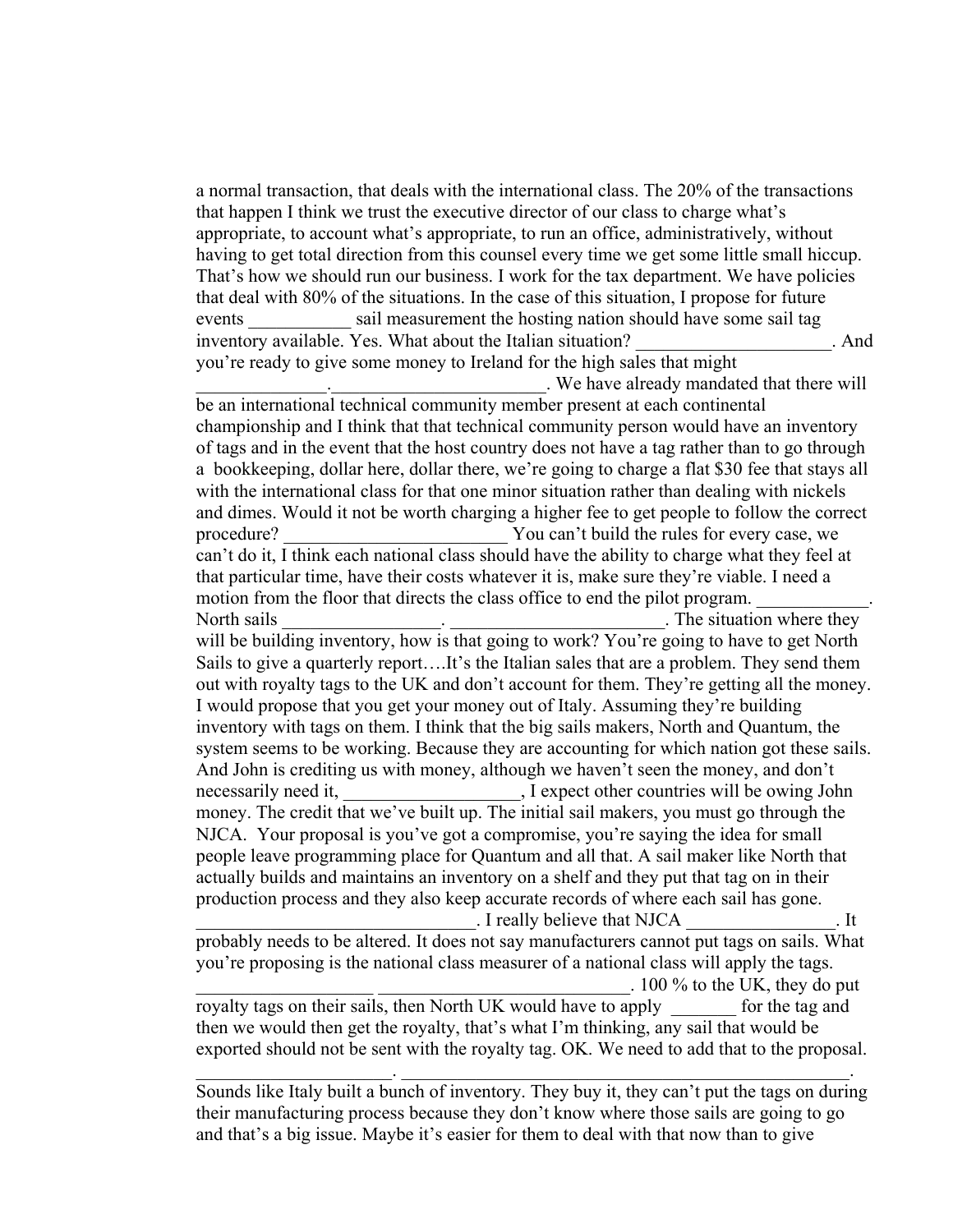a normal transaction, that deals with the international class. The 20% of the transactions that happen I think we trust the executive director of our class to charge what's appropriate, to account what's appropriate, to run an office, administratively, without having to get total direction from this counsel every time we get some little small hiccup. That's how we should run our business. I work for the tax department. We have policies that deal with 80% of the situations. In the case of this situation, I propose for future events ___________ sail measurement the hosting nation should have some sail tag inventory available. Yes. What about the Italian situation? _____________________. And you're ready to give some money to Ireland for the high sales that might ______________._______________________. We have already mandated that there will be an international technical community member present at each continental championship and I think that that technical community person would have an inventory of tags and in the event that the host country does not have a tag rather than to go through a bookkeeping, dollar here, dollar there, we're going to charge a flat $30 fee that stays all with the international class for that one minor situation rather than dealing with nickels and dimes. Would it not be worth charging a higher fee to get people to follow the correct procedure? ________________________ You can't build the rules for every case, we can't do it, I think each national class should have the ability to charge what they feel at that particular time, have their costs whatever it is, make sure they're viable. I need a motion from the floor that directs the class office to end the pilot program. ____________. North sails _________________. _______________________. The situation where they will be building inventory, how is that going to work? You're going to have to get North Sails to give a quarterly report….It's the Italian sales that are a problem. They send them out with royalty tags to the UK and don't account for them. They're getting all the money. I would propose that you get your money out of Italy. Assuming they're building inventory with tags on them. I think that the big sails makers, North and Quantum, the system seems to be working. Because they are accounting for which nation got these sails. And John is crediting us with money, although we haven't seen the money, and don't necessarily need it, ___________________, I expect other countries will be owing John money. The credit that we've built up. The initial sail makers, you must go through the NJCA. Your proposal is you've got a compromise, you're saying the idea for small people leave programming place for Quantum and all that. A sail maker like North that actually builds and maintains an inventory on a shelf and they put that tag on in their production process and they also keep accurate records of where each sail has gone. ______________________________. I really believe that NJCA ________________. It probably needs to be altered. It does not say manufacturers cannot put tags on sails. What you're proposing is the national class measurer of a national class will apply the tags. ___________________ ___________________________. 100 % to the UK, they do put royalty tags on their sails, then North UK would have to apply _______ for the tag and then we would then get the royalty, that's what I'm thinking, any sail that would be exported should not be sent with the royalty tag. OK. We need to add that to the proposal. _____________________. __________________________________________________. Sounds like Italy built a bunch of inventory. They buy it, they can't put the tags on during their manufacturing process because they don't know where those sails are going to go and that's a big issue. Maybe it's easier for them to deal with that now than to give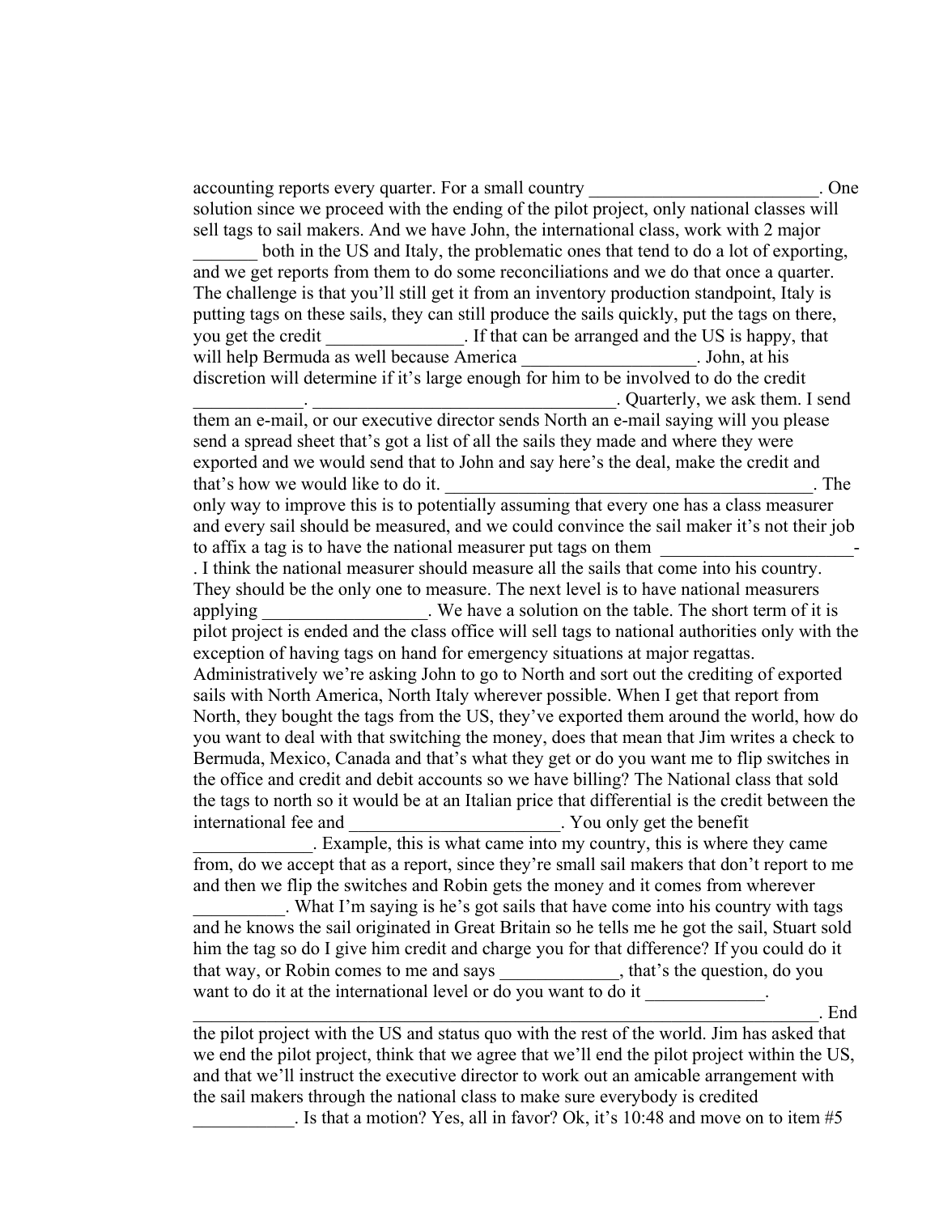accounting reports every quarter. For a small country _________________________. One solution since we proceed with the ending of the pilot project, only national classes will sell tags to sail makers. And we have John, the international class, work with 2 major _______ both in the US and Italy, the problematic ones that tend to do a lot of exporting, and we get reports from them to do some reconciliations and we do that once a quarter. The challenge is that you'll still get it from an inventory production standpoint, Italy is putting tags on these sails, they can still produce the sails quickly, put the tags on there, you get the credit _______________. If that can be arranged and the US is happy, that will help Bermuda as well because America ___________________. John, at his discretion will determine if it's large enough for him to be involved to do the credit ____________. _________________________________. Quarterly, we ask them. I send them an e-mail, or our executive director sends North an e-mail saying will you please send a spread sheet that's got a list of all the sails they made and where they were exported and we would send that to John and say here's the deal, make the credit and that's how we would like to do it. __________________________________________. The only way to improve this is to potentially assuming that every one has a class measurer and every sail should be measured, and we could convince the sail maker it's not their job to affix a tag is to have the national measurer put tags on them ______________________-. I think the national measurer should measure all the sails that come into his country. They should be the only one to measure. The next level is to have national measurers applying __________________. We have a solution on the table. The short term of it is pilot project is ended and the class office will sell tags to national authorities only with the exception of having tags on hand for emergency situations at major regattas. Administratively we're asking John to go to North and sort out the crediting of exported sails with North America, North Italy wherever possible. When I get that report from North, they bought the tags from the US, they've exported them around the world, how do you want to deal with that switching the money, does that mean that Jim writes a check to Bermuda, Mexico, Canada and that's what they get or do you want me to flip switches in the office and credit and debit accounts so we have billing? The National class that sold the tags to north so it would be at an Italian price that differential is the credit between the international fee and _______________________. You only get the benefit _____________. Example, this is what came into my country, this is where they came from, do we accept that as a report, since they're small sail makers that don't report to me and then we flip the switches and Robin gets the money and it comes from wherever __________. What I'm saying is he's got sails that have come into his country with tags and he knows the sail originated in Great Britain so he tells me he got the sail, Stuart sold him the tag so do I give him credit and charge you for that difference? If you could do it that way, or Robin comes to me and says _____________, that's the question, do you want to do it at the international level or do you want to do it _____________. ________________________________________________________________________. End the pilot project with the US and status quo with the rest of the world. Jim has asked that we end the pilot project, think that we agree that we'll end the pilot project within the US, and that we'll instruct the executive director to work out an amicable arrangement with the sail makers through the national class to make sure everybody is credited ___________. Is that a motion? Yes, all in favor? Ok, it's 10:48 and move on to item #5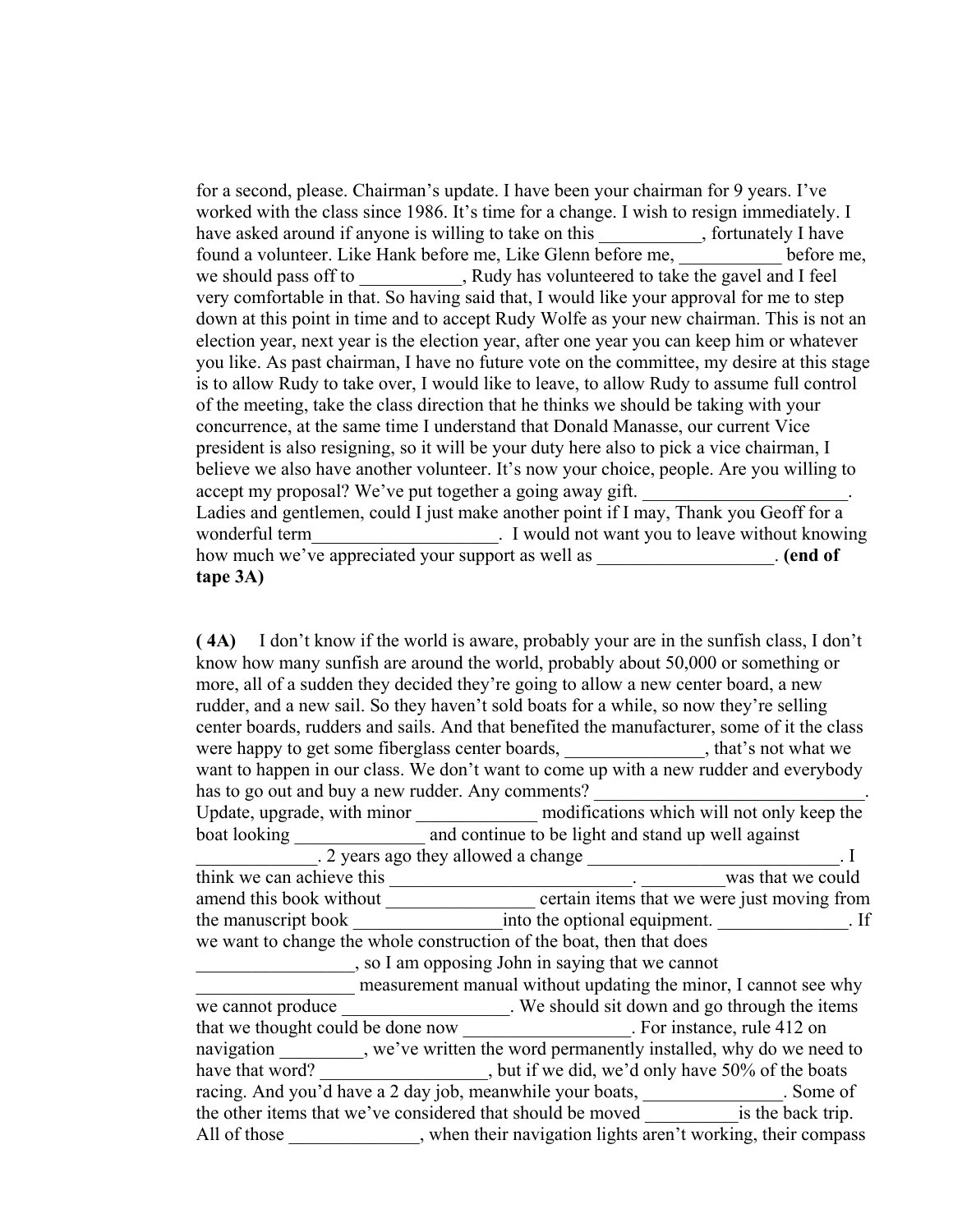for a second, please. Chairman's update. I have been your chairman for 9 years. I've worked with the class since 1986. It's time for a change. I wish to resign immediately. I have asked around if anyone is willing to take on this ___________, fortunately I have found a volunteer. Like Hank before me, Like Glenn before me, ___________ before me, we should pass off to ___________, Rudy has volunteered to take the gavel and I feel very comfortable in that. So having said that, I would like your approval for me to step down at this point in time and to accept Rudy Wolfe as your new chairman. This is not an election year, next year is the election year, after one year you can keep him or whatever you like. As past chairman, I have no future vote on the committee, my desire at this stage is to allow Rudy to take over, I would like to leave, to allow Rudy to assume full control of the meeting, take the class direction that he thinks we should be taking with your concurrence, at the same time I understand that Donald Manasse, our current Vice president is also resigning, so it will be your duty here also to pick a vice chairman, I believe we also have another volunteer. It's now your choice, people. Are you willing to accept my proposal? We've put together a going away gift. ______________________. Ladies and gentlemen, could I just make another point if I may, Thank you Geoff for a wonderful term____________________. I would not want you to leave without knowing how much we've appreciated your support as well as ___________________. **(end of tape 3A)**

**( 4A)** I don't know if the world is aware, probably your are in the sunfish class, I don't know how many sunfish are around the world, probably about 50,000 or something or more, all of a sudden they decided they're going to allow a new center board, a new rudder, and a new sail. So they haven't sold boats for a while, so now they're selling center boards, rudders and sails. And that benefited the manufacturer, some of it the class were happy to get some fiberglass center boards, _______________, that's not what we want to happen in our class. We don't want to come up with a new rudder and everybody has to go out and buy a new rudder. Any comments? ______________________________. Update, upgrade, with minor _____________ modifications which will not only keep the boat looking ______________ and continue to be light and stand up well against _____________. 2 years ago they allowed a change ____________________________. I think we can achieve this __________________________. _________was that we could amend this book without ________________ certain items that we were just moving from the manuscript book ________________into the optional equipment. ______________. If we want to change the whole construction of the boat, then that does _________________, so I am opposing John in saying that we cannot _________________ measurement manual without updating the minor, I cannot see why we cannot produce __________________. We should sit down and go through the items that we thought could be done now __________________. For instance, rule 412 on navigation _________, we've written the word permanently installed, why do we need to have that word? __________________, but if we did, we'd only have 50% of the boats racing. And you'd have a 2 day job, meanwhile your boats, _______________. Some of the other items that we've considered that should be moved __________is the back trip. All of those ______________, when their navigation lights aren't working, their compass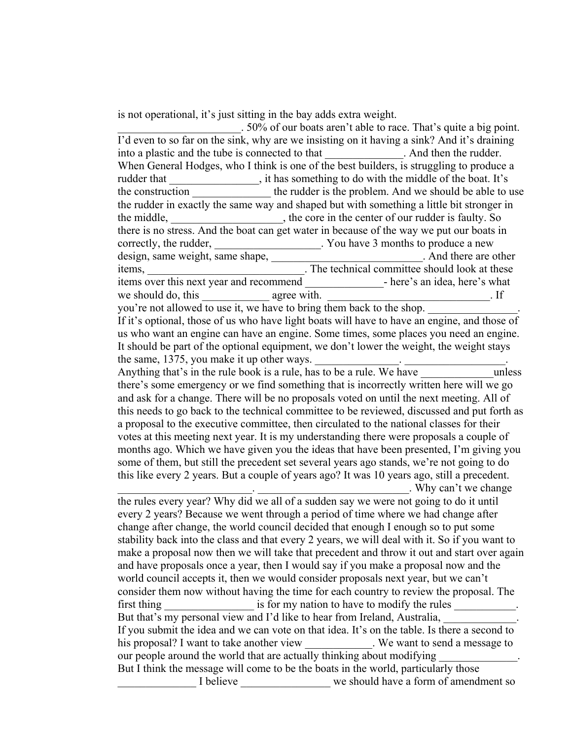is not operational, it's just sitting in the bay adds extra weight. ______________________. 50% of our boats aren't able to race. That's quite a big point. I'd even to so far on the sink, why are we insisting on it having a sink? And it's draining into a plastic and the tube is connected to that ______________. And then the rudder. When General Hodges, who I think is one of the best builders, is struggling to produce a rudder that ________________, it has something to do with the middle of the boat. It's the construction ______________ the rudder is the problem. And we should be able to use the rudder in exactly the same way and shaped but with something a little bit stronger in the middle, ____________________, the core in the center of our rudder is faulty. So there is no stress. And the boat can get water in because of the way we put our boats in correctly, the rudder, ___________________. You have 3 months to produce a new design, same weight, same shape, ____________________________. And there are other items, _____________________________. The technical committee should look at these items over this next year and recommend ______________- here's an idea, here's what we should do, this ____________ agree with. ______________________________. If you're not allowed to use it, we have to bring them back to the shop. ________________. If it's optional, those of us who have light boats will have to have an engine, and those of us who want an engine can have an engine. Some times, some places you need an engine. It should be part of the optional equipment, we don't lower the weight, the weight stays the same, 1375, you make it up other ways. _______________. __________________. Anything that's in the rule book is a rule, has to be a rule. We have _____________unless there's some emergency or we find something that is incorrectly written here will we go and ask for a change. There will be no proposals voted on until the next meeting. All of this needs to go back to the technical committee to be reviewed, discussed and put forth as a proposal to the executive committee, then circulated to the national classes for their votes at this meeting next year. It is my understanding there were proposals a couple of months ago. Which we have given you the ideas that have been presented, I'm giving you some of them, but still the precedent set several years ago stands, we're not going to do this like every 2 years. But a couple of years ago? It was 10 years ago, still a precedent. ________________________. ____________________________. Why can't we change the rules every year? Why did we all of a sudden say we were not going to do it until every 2 years? Because we went through a period of time where we had change after change after change, the world council decided that enough I enough so to put some stability back into the class and that every 2 years, we will deal with it. So if you want to make a proposal now then we will take that precedent and throw it out and start over again and have proposals once a year, then I would say if you make a proposal now and the world council accepts it, then we would consider proposals next year, but we can't consider them now without having the time for each country to review the proposal. The first thing ________________ is for my nation to have to modify the rules ___________. But that's my personal view and I'd like to hear from Ireland, Australia, _____________. If you submit the idea and we can vote on that idea. It's on the table. Is there a second to his proposal? I want to take another view ____________. We want to send a message to our people around the world that are actually thinking about modifying ______________. But I think the message will come to be the boats in the world, particularly those ______________ I believe ________________ we should have a form of amendment so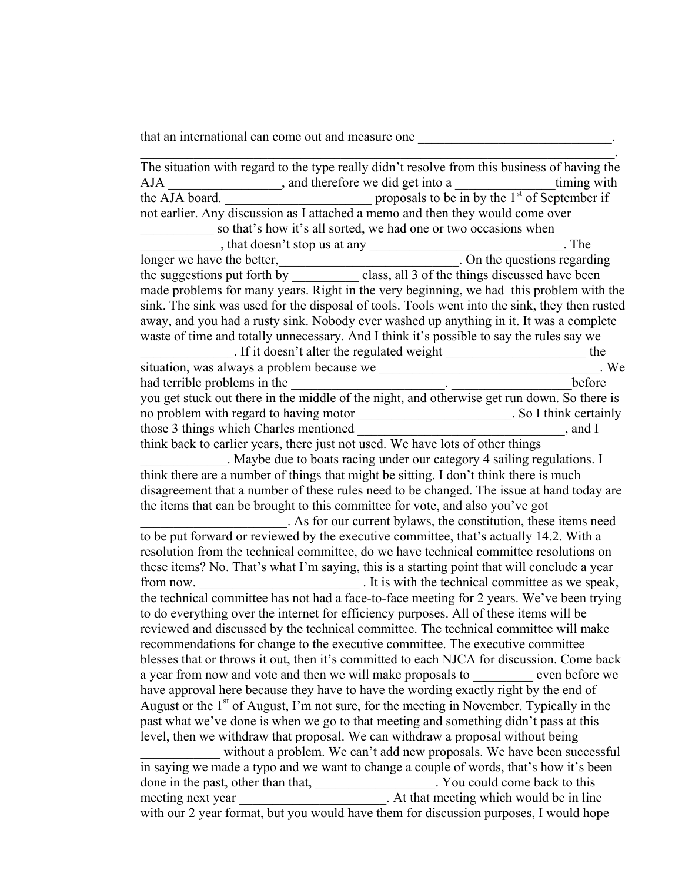that an international can come out and measure one ______________________________.
_____________________________________________________________________________.
The situation with regard to the type really didn't resolve from this business of having the AJA _________________, and therefore we did get into a _______________timing with the AJA board. ______________________ proposals to be in by the 1st of September if not earlier. Any discussion as I attached a memo and then they would come over ___________ so that's how it's all sorted, we had one or two occasions when ____________, that doesn't stop us at any ______________________________. The longer we have the better,___________________________. On the questions regarding the suggestions put forth by __________ class, all 3 of the things discussed have been made problems for many years. Right in the very beginning, we had this problem with the sink. The sink was used for the disposal of tools. Tools went into the sink, they then rusted away, and you had a rusty sink. Nobody ever washed up anything in it. It was a complete waste of time and totally unnecessary. And I think it's possible to say the rules say we ______________. If it doesn't alter the regulated weight ______________________ the situation, was always a problem because we __________________________________. We had terrible problems in the ________________________. __________________before you get stuck out there in the middle of the night, and otherwise get run down. So there is no problem with regard to having motor ________________________. So I think certainly those 3 things which Charles mentioned ________________________________, and I think back to earlier years, there just not used. We have lots of other things _____________. Maybe due to boats racing under our category 4 sailing regulations. I think there are a number of things that might be sitting. I don't think there is much disagreement that a number of these rules need to be changed. The issue at hand today are the items that can be brought to this committee for vote, and also you've got ______________________. As for our current bylaws, the constitution, these items need to be put forward or reviewed by the executive committee, that's actually 14.2. With a resolution from the technical committee, do we have technical committee resolutions on these items? No. That's what I'm saying, this is a starting point that will conclude a year from now. ________________________ . It is with the technical committee as we speak, the technical committee has not had a face-to-face meeting for 2 years. We've been trying to do everything over the internet for efficiency purposes. All of these items will be reviewed and discussed by the technical committee. The technical committee will make recommendations for change to the executive committee. The executive committee blesses that or throws it out, then it's committed to each NJCA for discussion. Come back a year from now and vote and then we will make proposals to _________ even before we have approval here because they have to have the wording exactly right by the end of August or the 1st of August, I'm not sure, for the meeting in November. Typically in the past what we've done is when we go to that meeting and something didn't pass at this level, then we withdraw that proposal. We can withdraw a proposal without being ____________ without a problem. We can't add new proposals. We have been successful in saying we made a typo and we want to change a couple of words, that's how it's been done in the past, other than that, __________________. You could come back to this meeting next year ______________________. At that meeting which would be in line with our 2 year format, but you would have them for discussion purposes, I would hope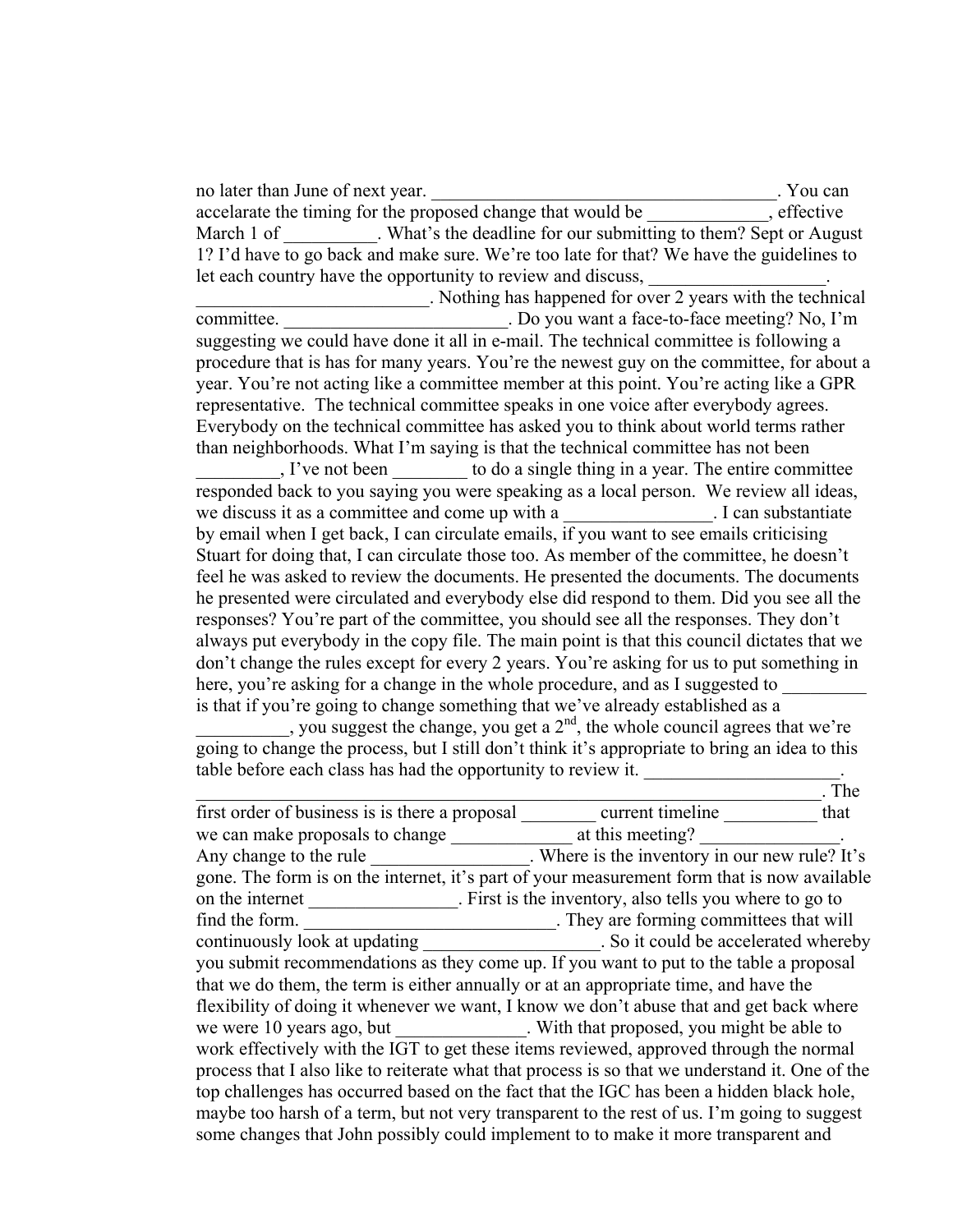no later than June of next year. ______________________________________. You can accelarate the timing for the proposed change that would be _____________, effective March 1 of __________. What's the deadline for our submitting to them? Sept or August 1? I'd have to go back and make sure. We're too late for that? We have the guidelines to let each country have the opportunity to review and discuss, ___________________. _________________________. Nothing has happened for over 2 years with the technical committee. ________________________. Do you want a face-to-face meeting? No, I'm suggesting we could have done it all in e-mail. The technical committee is following a procedure that is has for many years. You're the newest guy on the committee, for about a year. You're not acting like a committee member at this point. You're acting like a GPR representative. The technical committee speaks in one voice after everybody agrees. Everybody on the technical committee has asked you to think about world terms rather than neighborhoods. What I'm saying is that the technical committee has not been _________, I've not been ________ to do a single thing in a year. The entire committee responded back to you saying you were speaking as a local person. We review all ideas, we discuss it as a committee and come up with a ________________. I can substantiate by email when I get back, I can circulate emails, if you want to see emails criticising Stuart for doing that, I can circulate those too. As member of the committee, he doesn't feel he was asked to review the documents. He presented the documents. The documents he presented were circulated and everybody else did respond to them. Did you see all the responses? You're part of the committee, you should see all the responses. They don't always put everybody in the copy file. The main point is that this council dictates that we don't change the rules except for every 2 years. You're asking for us to put something in here, you're asking for a change in the whole procedure, and as I suggested to _________ is that if you're going to change something that we've already established as a __________, you suggest the change, you get a 2nd, the whole council agrees that we're going to change the process, but I still don't think it's appropriate to bring an idea to this table before each class has had the opportunity to review it. _____________________. _____________________________________________________________________. The first order of business is is there a proposal ________ current timeline __________ that we can make proposals to change _____________ at this meeting? _______________. Any change to the rule _________________. Where is the inventory in our new rule? It's gone. The form is on the internet, it's part of your measurement form that is now available on the internet ________________. First is the inventory, also tells you where to go to find the form. ___________________________. They are forming committees that will continuously look at updating __________________. So it could be accelerated whereby you submit recommendations as they come up. If you want to put to the table a proposal that we do them, the term is either annually or at an appropriate time, and have the flexibility of doing it whenever we want, I know we don't abuse that and get back where we were 10 years ago, but ______________. With that proposed, you might be able to work effectively with the IGT to get these items reviewed, approved through the normal process that I also like to reiterate what that process is so that we understand it. One of the top challenges has occurred based on the fact that the IGC has been a hidden black hole, maybe too harsh of a term, but not very transparent to the rest of us. I'm going to suggest some changes that John possibly could implement to to make it more transparent and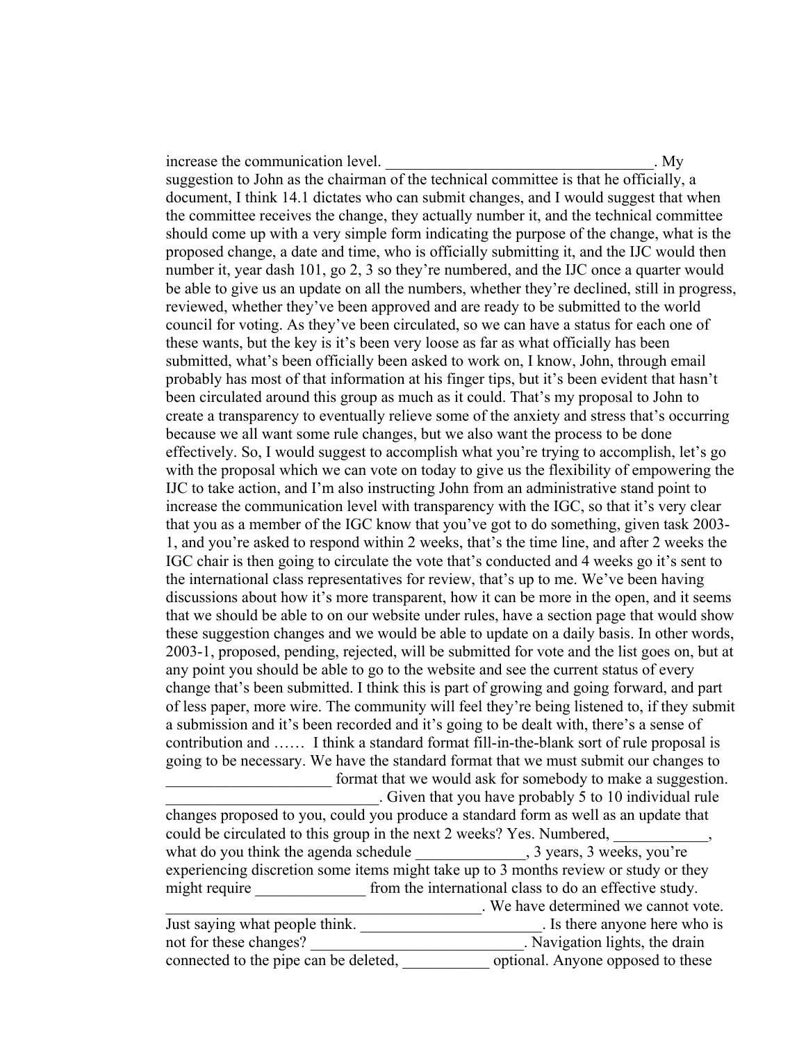increase the communication level. ___________________________________. My suggestion to John as the chairman of the technical committee is that he officially, a document, I think 14.1 dictates who can submit changes, and I would suggest that when the committee receives the change, they actually number it, and the technical committee should come up with a very simple form indicating the purpose of the change, what is the proposed change, a date and time, who is officially submitting it, and the IJC would then number it, year dash 101, go 2, 3 so they're numbered, and the IJC once a quarter would be able to give us an update on all the numbers, whether they're declined, still in progress, reviewed, whether they've been approved and are ready to be submitted to the world council for voting. As they've been circulated, so we can have a status for each one of these wants, but the key is it's been very loose as far as what officially has been submitted, what's been officially been asked to work on, I know, John, through email probably has most of that information at his finger tips, but it's been evident that hasn't been circulated around this group as much as it could. That's my proposal to John to create a transparency to eventually relieve some of the anxiety and stress that's occurring because we all want some rule changes, but we also want the process to be done effectively. So, I would suggest to accomplish what you're trying to accomplish, let's go with the proposal which we can vote on today to give us the flexibility of empowering the IJC to take action, and I'm also instructing John from an administrative stand point to increase the communication level with transparency with the IGC, so that it's very clear that you as a member of the IGC know that you've got to do something, given task 2003-1, and you're asked to respond within 2 weeks, that's the time line, and after 2 weeks the IGC chair is then going to circulate the vote that's conducted and 4 weeks go it's sent to the international class representatives for review, that's up to me. We've been having discussions about how it's more transparent, how it can be more in the open, and it seems that we should be able to on our website under rules, have a section page that would show these suggestion changes and we would be able to update on a daily basis. In other words, 2003-1, proposed, pending, rejected, will be submitted for vote and the list goes on, but at any point you should be able to go to the website and see the current status of every change that's been submitted. I think this is part of growing and going forward, and part of less paper, more wire. The community will feel they're being listened to, if they submit a submission and it's been recorded and it's going to be dealt with, there's a sense of contribution and …… I think a standard format fill-in-the-blank sort of rule proposal is going to be necessary. We have the standard format that we must submit our changes to _____________________ format that we would ask for somebody to make a suggestion. __________________________. Given that you have probably 5 to 10 individual rule changes proposed to you, could you produce a standard form as well as an update that could be circulated to this group in the next 2 weeks? Yes. Numbered, ____________, what do you think the agenda schedule ______________, 3 years, 3 weeks, you're experiencing discretion some items might take up to 3 months review or study or they might require ______________ from the international class to do an effective study. _________________________________________. We have determined we cannot vote. Just saying what people think. _______________________. Is there anyone here who is not for these changes? ___________________________. Navigation lights, the drain connected to the pipe can be deleted, ___________ optional. Anyone opposed to these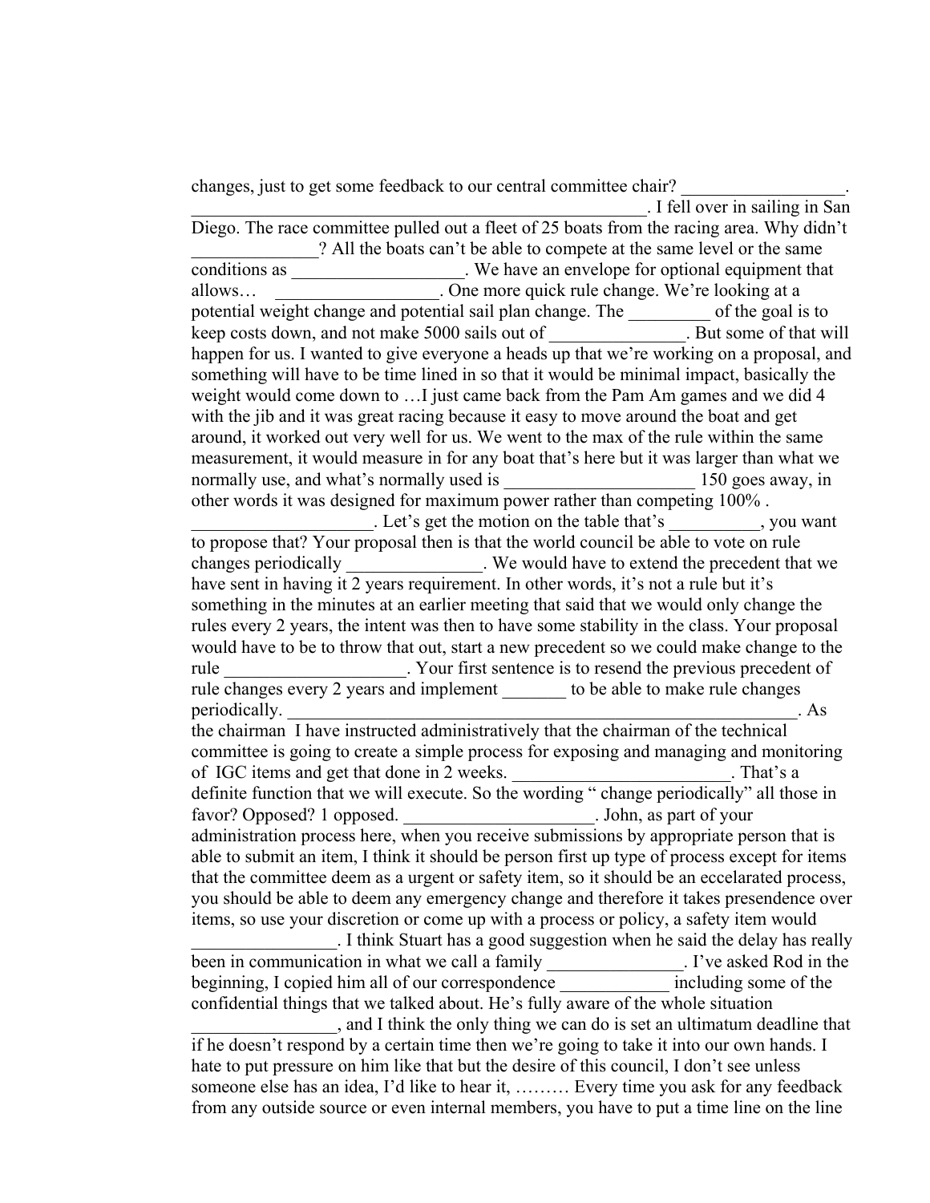changes, just to get some feedback to our central committee chair? __________________. ___________________________________________________. I fell over in sailing in San Diego. The race committee pulled out a fleet of 25 boats from the racing area. Why didn't ______________? All the boats can't be able to compete at the same level or the same conditions as ___________________. We have an envelope for optional equipment that allows… __________________. One more quick rule change. We're looking at a potential weight change and potential sail plan change. The _________ of the goal is to keep costs down, and not make 5000 sails out of _______________. But some of that will happen for us. I wanted to give everyone a heads up that we're working on a proposal, and something will have to be time lined in so that it would be minimal impact, basically the weight would come down to …I just came back from the Pam Am games and we did 4 with the jib and it was great racing because it easy to move around the boat and get around, it worked out very well for us. We went to the max of the rule within the same measurement, it would measure in for any boat that's here but it was larger than what we normally use, and what's normally used is _____________________ 150 goes away, in other words it was designed for maximum power rather than competing 100% . ____________________. Let's get the motion on the table that's __________, you want to propose that? Your proposal then is that the world council be able to vote on rule changes periodically _______________. We would have to extend the precedent that we have sent in having it 2 years requirement. In other words, it's not a rule but it's something in the minutes at an earlier meeting that said that we would only change the rules every 2 years, the intent was then to have some stability in the class. Your proposal would have to be to throw that out, start a new precedent so we could make change to the rule ____________________. Your first sentence is to resend the previous precedent of rule changes every 2 years and implement _______ to be able to make rule changes periodically. ____________________________________________________________. As the chairman I have instructed administratively that the chairman of the technical committee is going to create a simple process for exposing and managing and monitoring of IGC items and get that done in 2 weeks. ________________________. That's a definite function that we will execute. So the wording " change periodically" all those in favor? Opposed? 1 opposed. _____________________. John, as part of your administration process here, when you receive submissions by appropriate person that is able to submit an item, I think it should be person first up type of process except for items that the committee deem as a urgent or safety item, so it should be an eccelarated process, you should be able to deem any emergency change and therefore it takes presendence over items, so use your discretion or come up with a process or policy, a safety item would ________________. I think Stuart has a good suggestion when he said the delay has really been in communication in what we call a family _______________. I've asked Rod in the beginning, I copied him all of our correspondence ____________ including some of the confidential things that we talked about. He's fully aware of the whole situation ________________, and I think the only thing we can do is set an ultimatum deadline that if he doesn't respond by a certain time then we're going to take it into our own hands. I hate to put pressure on him like that but the desire of this council, I don't see unless someone else has an idea, I'd like to hear it, ……… Every time you ask for any feedback from any outside source or even internal members, you have to put a time line on the line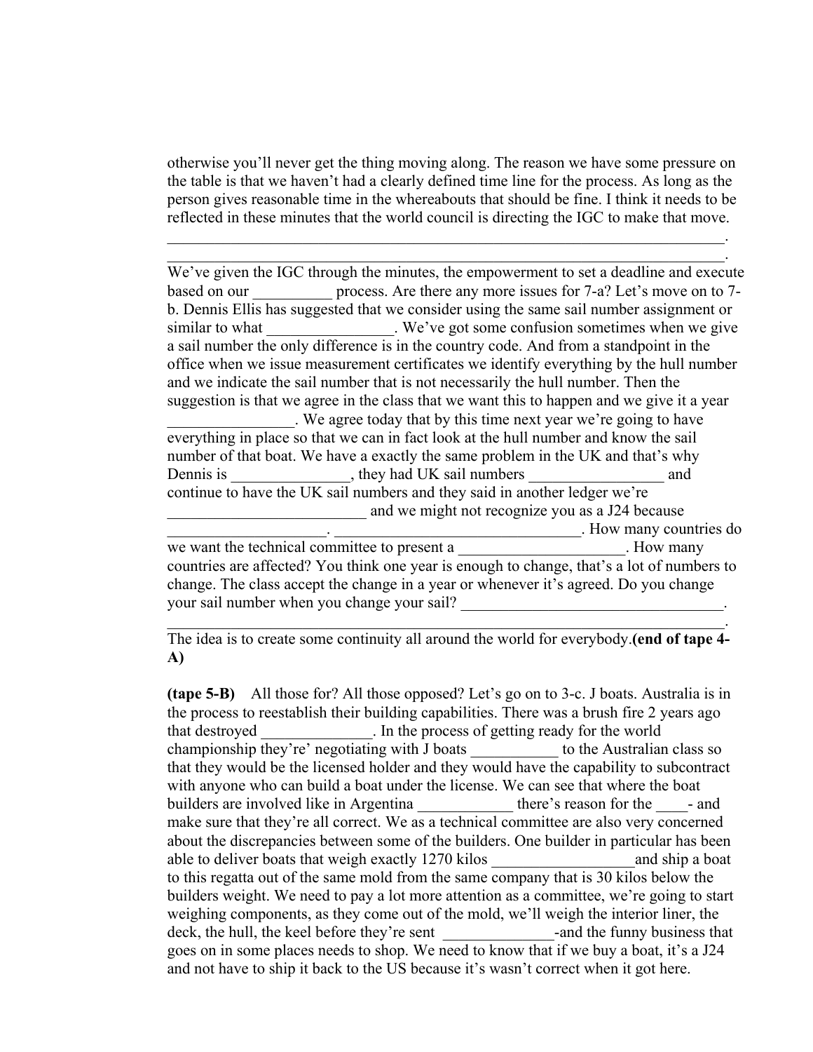otherwise you'll never get the thing moving along. The reason we have some pressure on the table is that we haven't had a clearly defined time line for the process. As long as the person gives reasonable time in the whereabouts that should be fine. I think it needs to be reflected in these minutes that the world council is directing the IGC to make that move. ___________________________________________________________________________. ___________________________________________________________________________.
We've given the IGC through the minutes, the empowerment to set a deadline and execute based on our __________ process. Are there any more issues for 7-a? Let's move on to 7-b. Dennis Ellis has suggested that we consider using the same sail number assignment or similar to what ________________. We've got some confusion sometimes when we give a sail number the only difference is in the country code. And from a standpoint in the office when we issue measurement certificates we identify everything by the hull number and we indicate the sail number that is not necessarily the hull number. Then the suggestion is that we agree in the class that we want this to happen and we give it a year ________________. We agree today that by this time next year we're going to have everything in place so that we can in fact look at the hull number and know the sail number of that boat. We have a exactly the same problem in the UK and that's why Dennis is _______________, they had UK sail numbers _________________ and continue to have the UK sail numbers and they said in another ledger we're _________________________ and we might not recognize you as a J24 because ____________________. ________________________________. How many countries do we want the technical committee to present a _____________________. How many countries are affected? You think one year is enough to change, that's a lot of numbers to change. The class accept the change in a year or whenever it's agreed. Do you change your sail number when you change your sail? __________________________________. ___________________________________________________________________________.
The idea is to create some continuity all around the world for everybody.**(end of tape 4-A)**

**(tape 5-B)** All those for? All those opposed? Let's go on to 3-c. J boats. Australia is in the process to reestablish their building capabilities. There was a brush fire 2 years ago that destroyed ______________. In the process of getting ready for the world championship they're' negotiating with J boats ___________ to the Australian class so that they would be the licensed holder and they would have the capability to subcontract with anyone who can build a boat under the license. We can see that where the boat builders are involved like in Argentina ____________ there's reason for the ____- and make sure that they're all correct. We as a technical committee are also very concerned about the discrepancies between some of the builders. One builder in particular has been able to deliver boats that weigh exactly 1270 kilos __________________and ship a boat to this regatta out of the same mold from the same company that is 30 kilos below the builders weight. We need to pay a lot more attention as a committee, we're going to start weighing components, as they come out of the mold, we'll weigh the interior liner, the deck, the hull, the keel before they're sent ______________-and the funny business that goes on in some places needs to shop. We need to know that if we buy a boat, it's a J24 and not have to ship it back to the US because it's wasn't correct when it got here.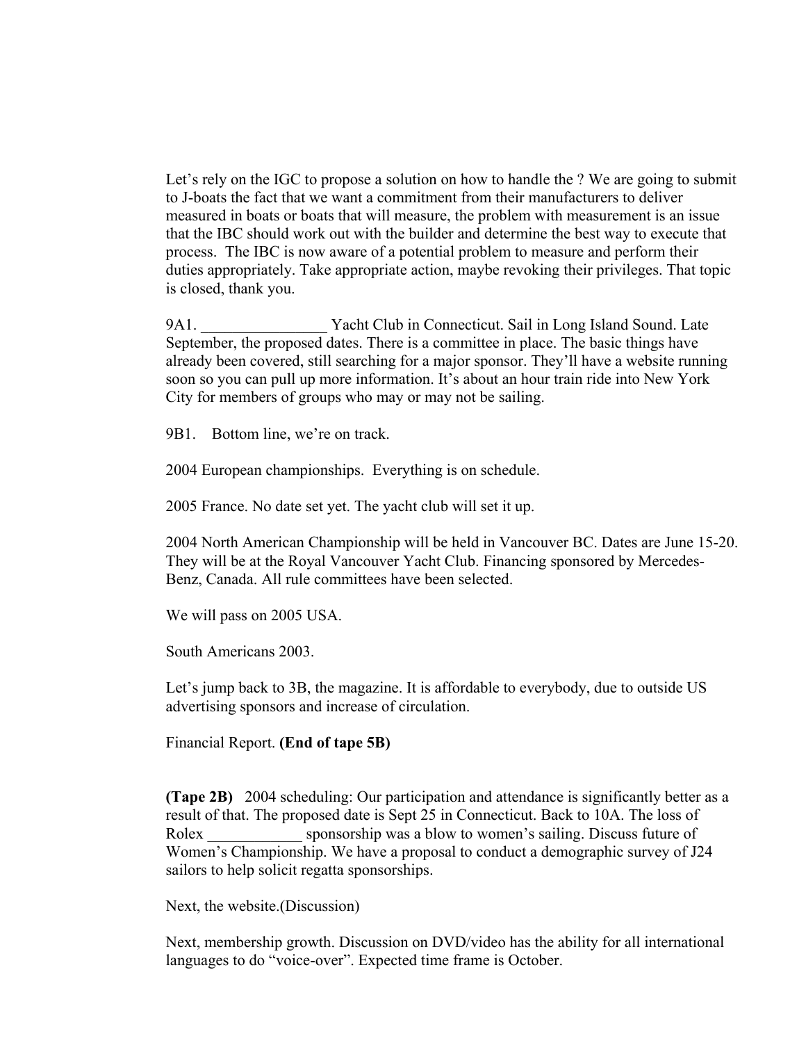Let's rely on the IGC to propose a solution on how to handle the ? We are going to submit to J-boats the fact that we want a commitment from their manufacturers to deliver measured in boats or boats that will measure, the problem with measurement is an issue that the IBC should work out with the builder and determine the best way to execute that process. The IBC is now aware of a potential problem to measure and perform their duties appropriately. Take appropriate action, maybe revoking their privileges. That topic is closed, thank you.

9A1. ________________ Yacht Club in Connecticut. Sail in Long Island Sound. Late September, the proposed dates. There is a committee in place. The basic things have already been covered, still searching for a major sponsor. They'll have a website running soon so you can pull up more information. It's about an hour train ride into New York City for members of groups who may or may not be sailing.

9B1. Bottom line, we're on track.

2004 European championships. Everything is on schedule.

2005 France. No date set yet. The yacht club will set it up.

2004 North American Championship will be held in Vancouver BC. Dates are June 15-20. They will be at the Royal Vancouver Yacht Club. Financing sponsored by Mercedes-Benz, Canada. All rule committees have been selected.

We will pass on 2005 USA.

South Americans 2003.

Let's jump back to 3B, the magazine. It is affordable to everybody, due to outside US advertising sponsors and increase of circulation.

Financial Report. **(End of tape 5B)**

**(Tape 2B)** 2004 scheduling: Our participation and attendance is significantly better as a result of that. The proposed date is Sept 25 in Connecticut. Back to 10A. The loss of Rolex ____________ sponsorship was a blow to women's sailing. Discuss future of Women's Championship. We have a proposal to conduct a demographic survey of J24 sailors to help solicit regatta sponsorships.

Next, the website.(Discussion)

Next, membership growth. Discussion on DVD/video has the ability for all international languages to do "voice-over". Expected time frame is October.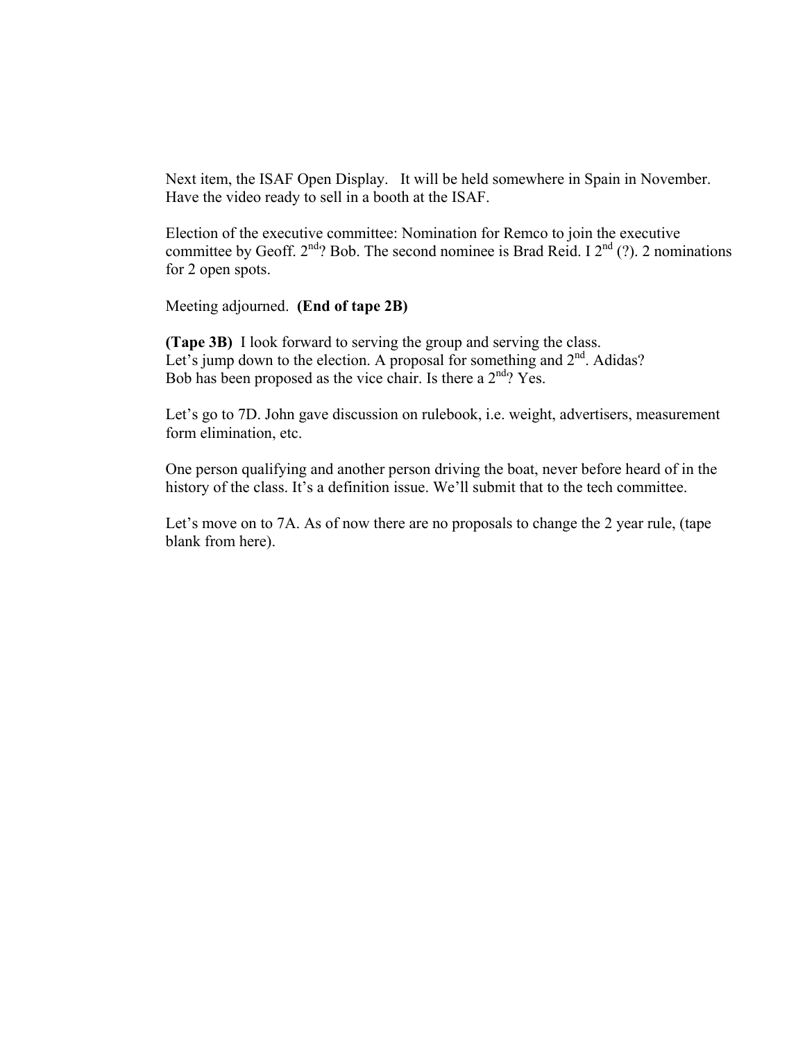Next item, the ISAF Open Display. It will be held somewhere in Spain in November. Have the video ready to sell in a booth at the ISAF.

Election of the executive committee: Nomination for Remco to join the executive committee by Geoff. 2nd? Bob. The second nominee is Brad Reid. I 2nd (?). 2 nominations for 2 open spots.

Meeting adjourned. **(End of tape 2B)**

**(Tape 3B)** I look forward to serving the group and serving the class.
Let's jump down to the election. A proposal for something and 2nd. Adidas?
Bob has been proposed as the vice chair. Is there a 2nd? Yes.

Let's go to 7D. John gave discussion on rulebook, i.e. weight, advertisers, measurement form elimination, etc.

One person qualifying and another person driving the boat, never before heard of in the history of the class. It's a definition issue. We'll submit that to the tech committee.

Let's move on to 7A. As of now there are no proposals to change the 2 year rule, (tape blank from here).